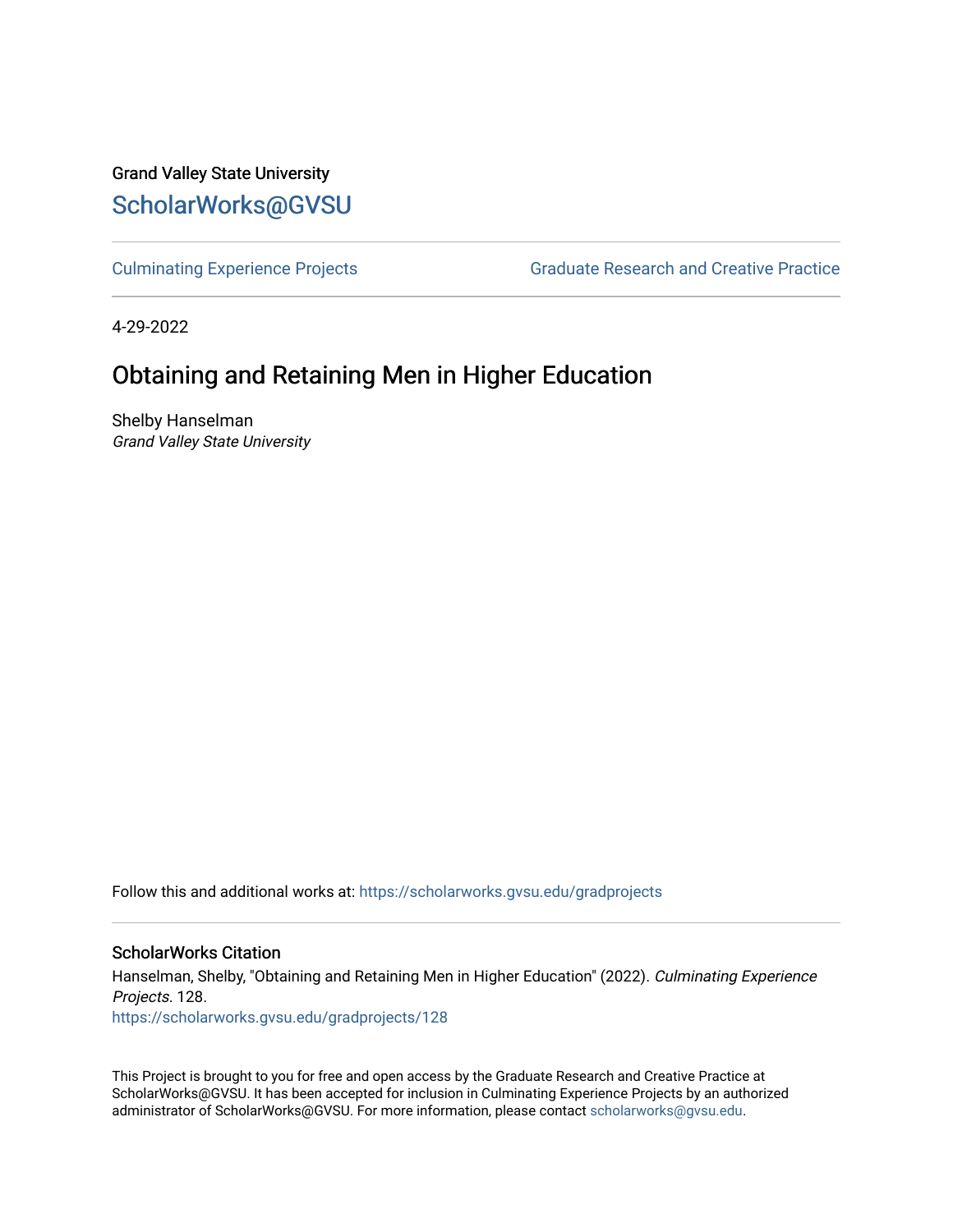Grand Valley State University

[ScholarWorks@GVSU](https://scholarworks.gvsu.edu)

[Culminating Experience Projects](https://scholarworks.gvsu.edu/gradprojects) [Graduate Research and Creative Practice](https://scholarworks.gvsu.edu/grcp)

4-29-2022

# Obtaining and Retaining Men in Higher Education

Shelby Hanselman

*Grand Valley State University*

Follow this and additional works at: https://scholarworks.gvsu.edu/gradprojects

## ScholarWorks Citation

Hanselman, Shelby, "Obtaining and Retaining Men in Higher Education" (2022). *Culminating Experience Projects*. 128.

https://scholarworks.gvsu.edu/gradprojects/128

This Project is brought to you for free and open access by the Graduate Research and Creative Practice at ScholarWorks@GVSU. It has been accepted for inclusion in Culminating Experience Projects by an authorized administrator of ScholarWorks@GVSU. For more information, please contact scholarworks@gvsu.edu.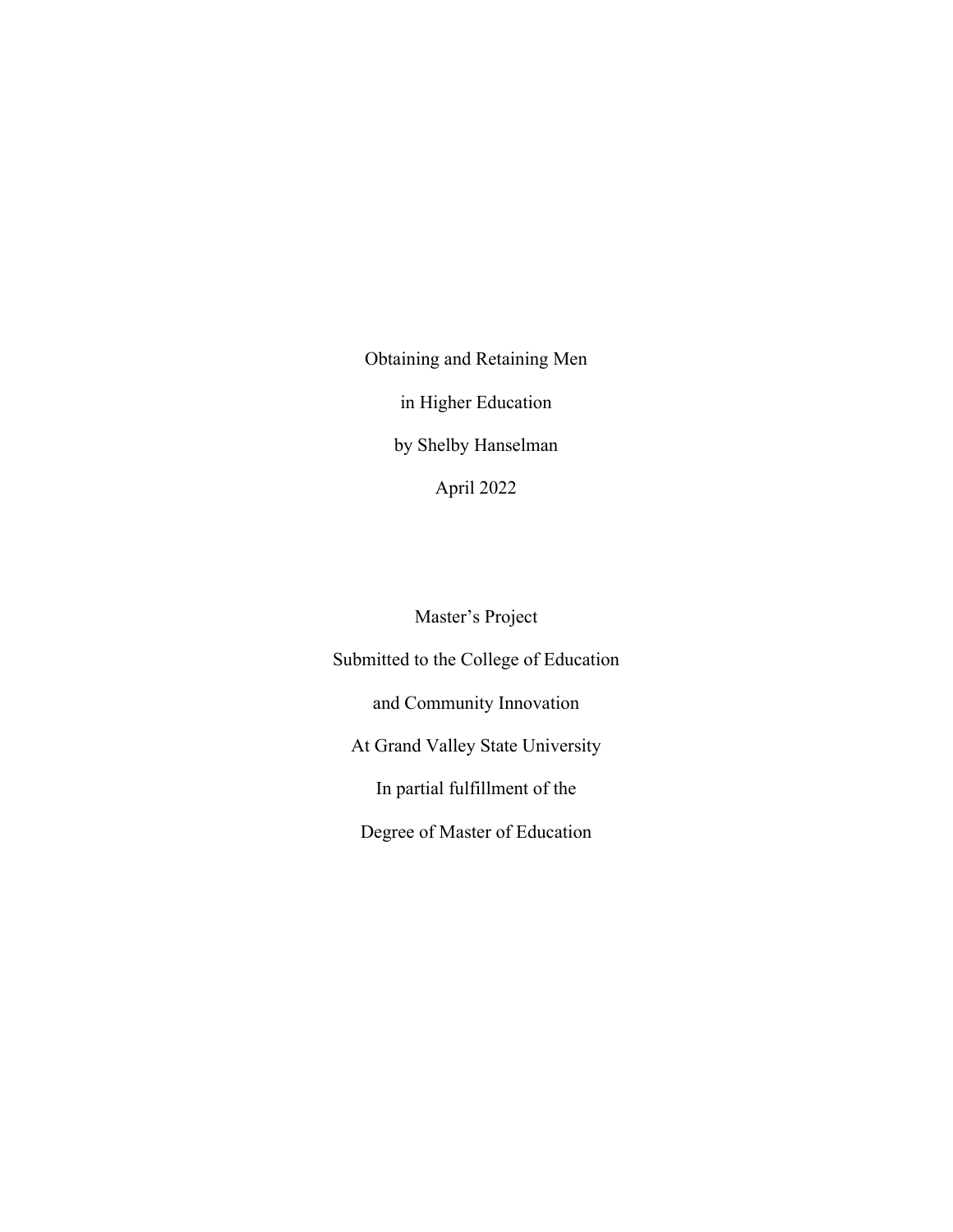Obtaining and Retaining Men

in Higher Education

by Shelby Hanselman

April 2022

Master's Project

Submitted to the College of Education

and Community Innovation

At Grand Valley State University

In partial fulfillment of the

Degree of Master of Education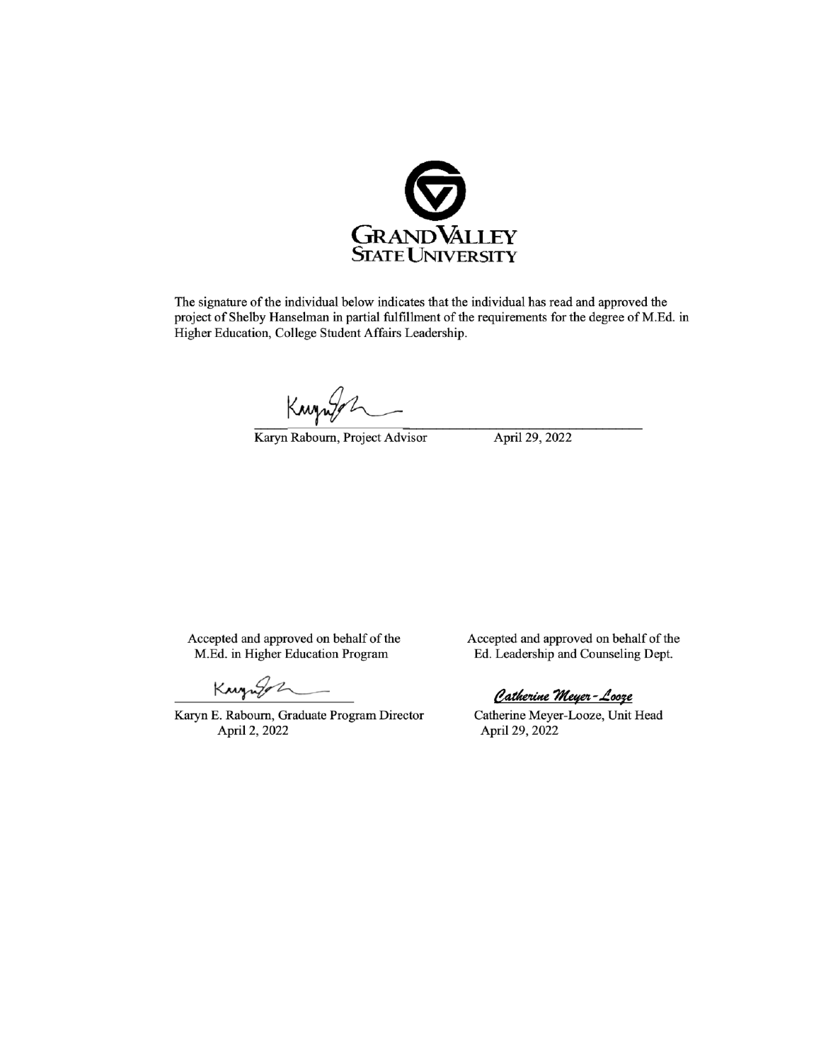GRAND VALLEY STATE UNIVERSITY

The signature of the individual below indicates that the individual has read and approved the project of Shelby Hanselman in partial fulfillment of the requirements for the degree of M.Ed. in Higher Education, College Student Affairs Leadership.

Karyn Rabourn, Project Advisor April 29, 2022

Accepted and approved on behalf of the M.Ed. in Higher Education Program

Karyn E. Rabourn, Graduate Program Director
April 2, 2022

Accepted and approved on behalf of the Ed. Leadership and Counseling Dept.

*Catherine Meyer-Looze*

Catherine Meyer-Looze, Unit Head
April 29, 2022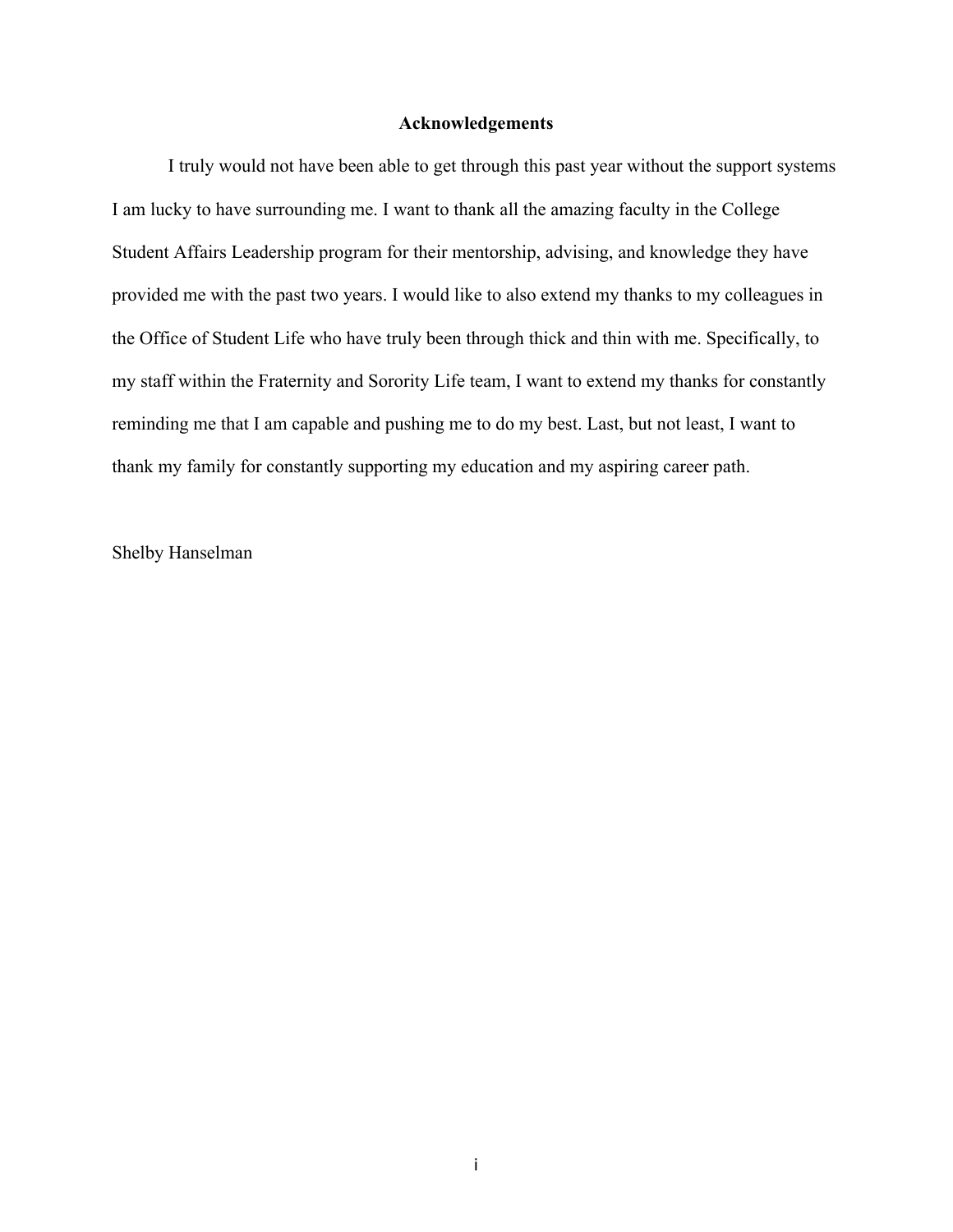## Acknowledgements

I truly would not have been able to get through this past year without the support systems I am lucky to have surrounding me. I want to thank all the amazing faculty in the College Student Affairs Leadership program for their mentorship, advising, and knowledge they have provided me with the past two years. I would like to also extend my thanks to my colleagues in the Office of Student Life who have truly been through thick and thin with me. Specifically, to my staff within the Fraternity and Sorority Life team, I want to extend my thanks for constantly reminding me that I am capable and pushing me to do my best. Last, but not least, I want to thank my family for constantly supporting my education and my aspiring career path.

Shelby Hanselman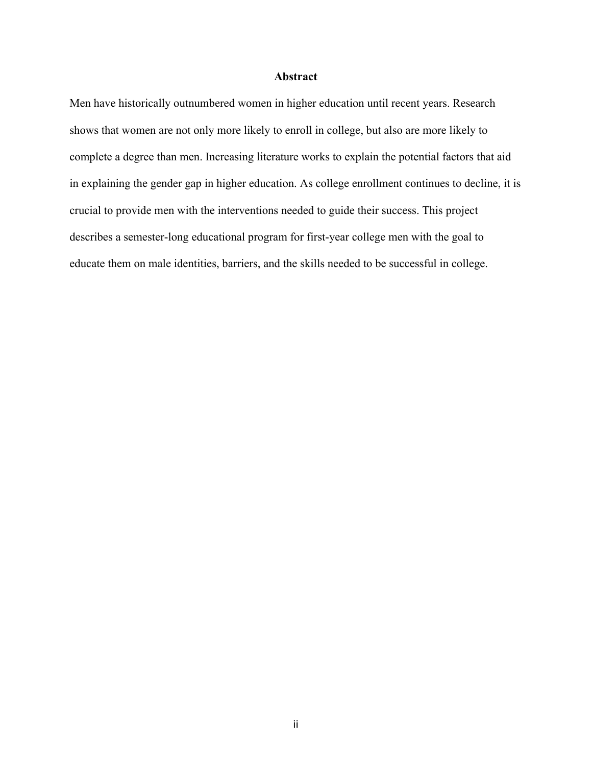## Abstract

Men have historically outnumbered women in higher education until recent years. Research shows that women are not only more likely to enroll in college, but also are more likely to complete a degree than men. Increasing literature works to explain the potential factors that aid in explaining the gender gap in higher education. As college enrollment continues to decline, it is crucial to provide men with the interventions needed to guide their success. This project describes a semester-long educational program for first-year college men with the goal to educate them on male identities, barriers, and the skills needed to be successful in college.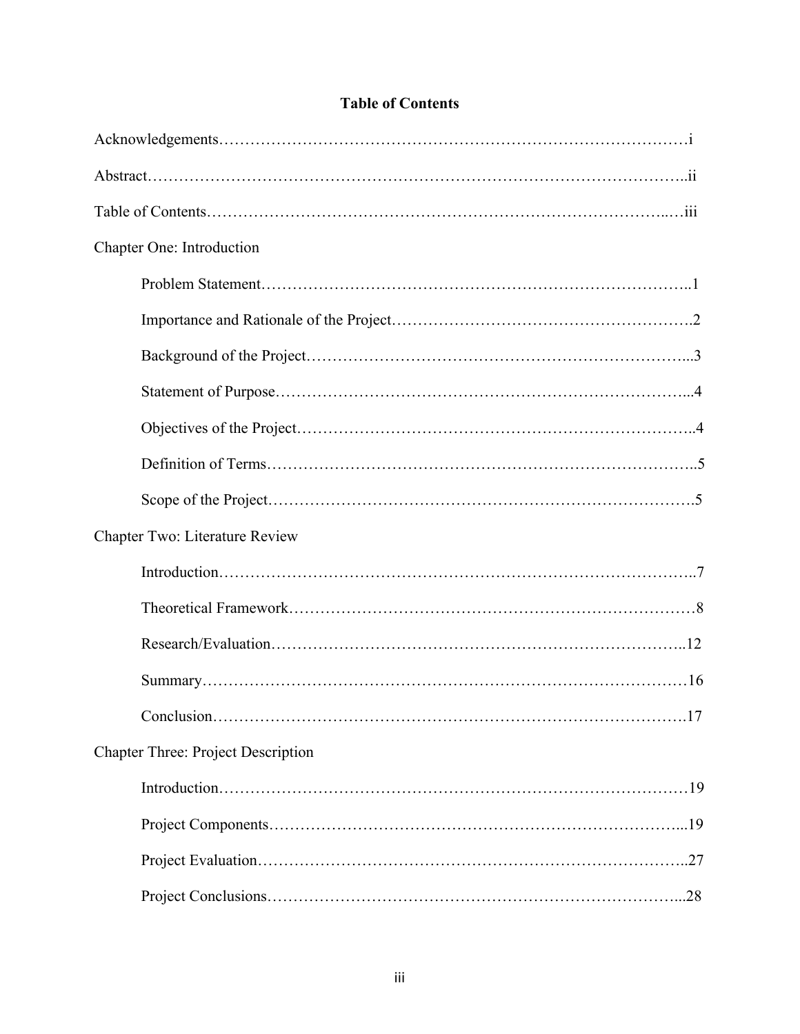## Table of Contents

Acknowledgements……………………………………………………………………………i

Abstract……………………………………………………………………………………..ii

Table of Contents…………………………………………………………………………..…iii

Chapter One: Introduction

- Problem Statement………………………………………………………………………..1
- Importance and Rationale of the Project……………………………………………….2
- Background of the Project………………………………………………………………...3
- Statement of Purpose……………………………………………………………………...4
- Objectives of the Project…………………………………………………………………..4
- Definition of Terms………………………………………………………………………..5
- Scope of the Project……………………………………………………………………….5

Chapter Two: Literature Review

- Introduction………………………………………………………………………………..7
- Theoretical Framework……………………………………………………………………8
- Research/Evaluation……………………………………………………………………...12
- Summary…………………………………………………………………………………16
- Conclusion……………………………………………………………………………….17

Chapter Three: Project Description

- Introduction………………………………………………………………………………19
- Project Components……………………………………………………………………...19
- Project Evaluation………………………………………………………………………..27
- Project Conclusions……………………………………………………………………...28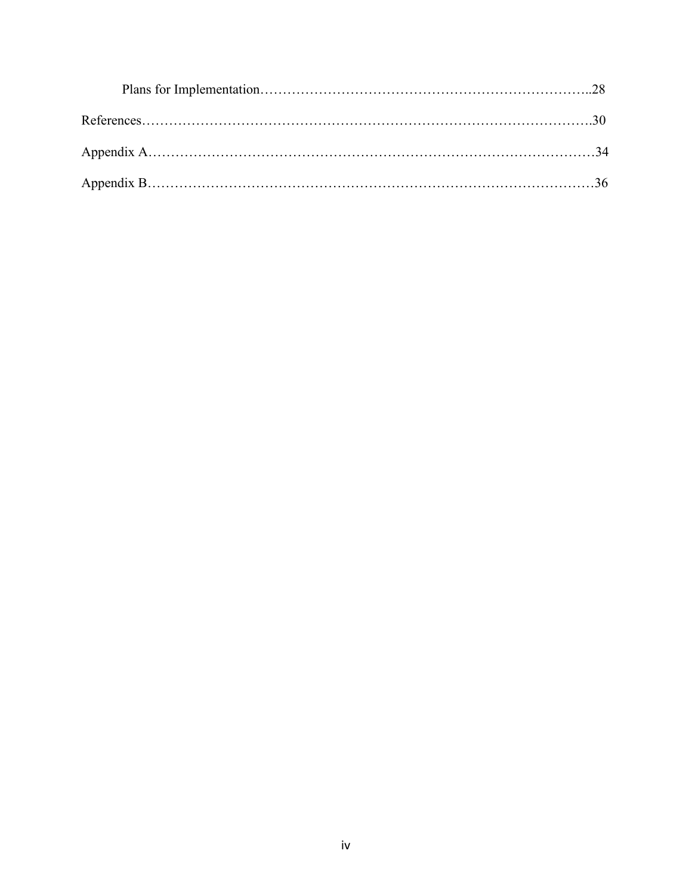Plans for Implementation……………………………………………………………..28

References…………………………………………………………………………….30

Appendix A……………………………………………………………………………34

Appendix B……………………………………………………………………………36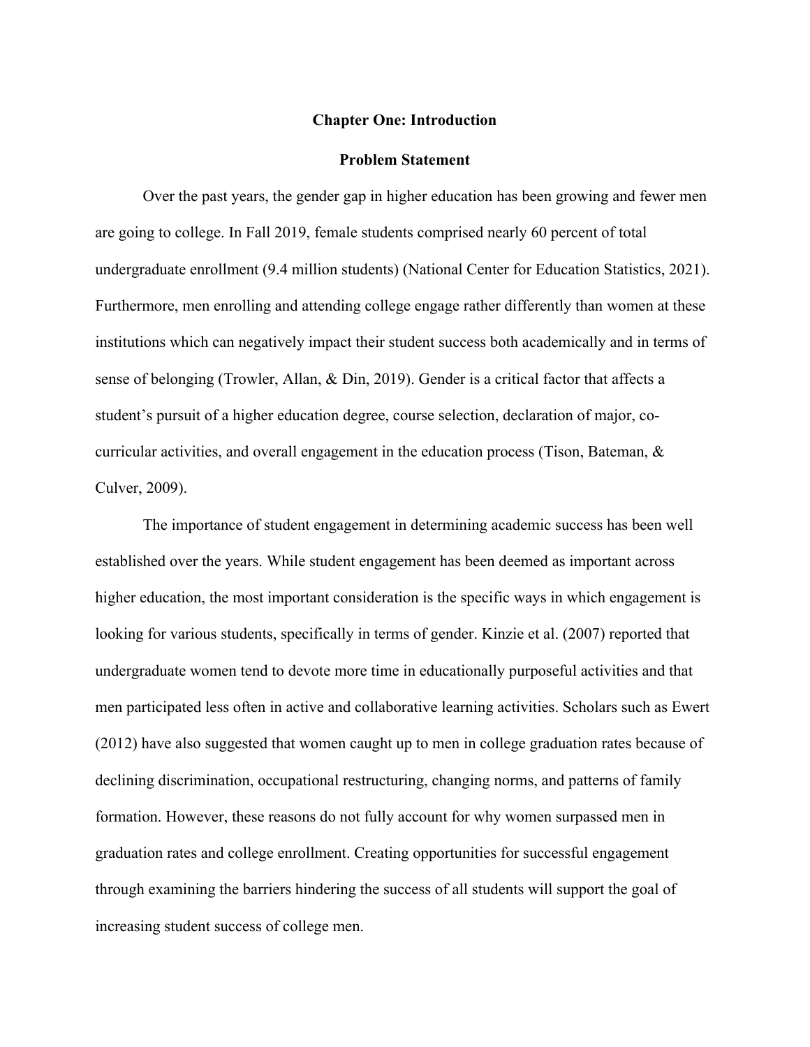# Chapter One: Introduction

## Problem Statement

Over the past years, the gender gap in higher education has been growing and fewer men are going to college. In Fall 2019, female students comprised nearly 60 percent of total undergraduate enrollment (9.4 million students) (National Center for Education Statistics, 2021). Furthermore, men enrolling and attending college engage rather differently than women at these institutions which can negatively impact their student success both academically and in terms of sense of belonging (Trowler, Allan, & Din, 2019). Gender is a critical factor that affects a student's pursuit of a higher education degree, course selection, declaration of major, co-curricular activities, and overall engagement in the education process (Tison, Bateman, & Culver, 2009).

The importance of student engagement in determining academic success has been well established over the years. While student engagement has been deemed as important across higher education, the most important consideration is the specific ways in which engagement is looking for various students, specifically in terms of gender. Kinzie et al. (2007) reported that undergraduate women tend to devote more time in educationally purposeful activities and that men participated less often in active and collaborative learning activities. Scholars such as Ewert (2012) have also suggested that women caught up to men in college graduation rates because of declining discrimination, occupational restructuring, changing norms, and patterns of family formation. However, these reasons do not fully account for why women surpassed men in graduation rates and college enrollment. Creating opportunities for successful engagement through examining the barriers hindering the success of all students will support the goal of increasing student success of college men.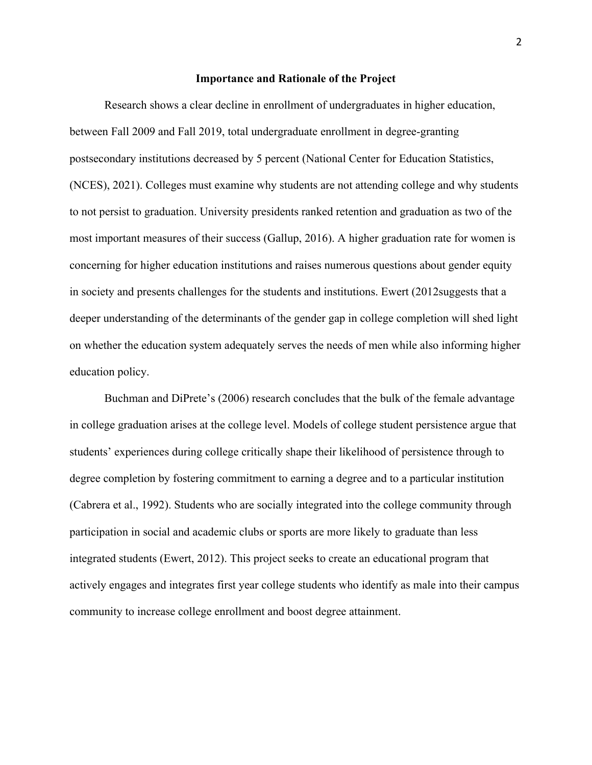## Importance and Rationale of the Project

Research shows a clear decline in enrollment of undergraduates in higher education, between Fall 2009 and Fall 2019, total undergraduate enrollment in degree-granting postsecondary institutions decreased by 5 percent (National Center for Education Statistics, (NCES), 2021). Colleges must examine why students are not attending college and why students to not persist to graduation. University presidents ranked retention and graduation as two of the most important measures of their success (Gallup, 2016). A higher graduation rate for women is concerning for higher education institutions and raises numerous questions about gender equity in society and presents challenges for the students and institutions. Ewert (2012suggests that a deeper understanding of the determinants of the gender gap in college completion will shed light on whether the education system adequately serves the needs of men while also informing higher education policy.

Buchman and DiPrete's (2006) research concludes that the bulk of the female advantage in college graduation arises at the college level. Models of college student persistence argue that students' experiences during college critically shape their likelihood of persistence through to degree completion by fostering commitment to earning a degree and to a particular institution (Cabrera et al., 1992). Students who are socially integrated into the college community through participation in social and academic clubs or sports are more likely to graduate than less integrated students (Ewert, 2012). This project seeks to create an educational program that actively engages and integrates first year college students who identify as male into their campus community to increase college enrollment and boost degree attainment.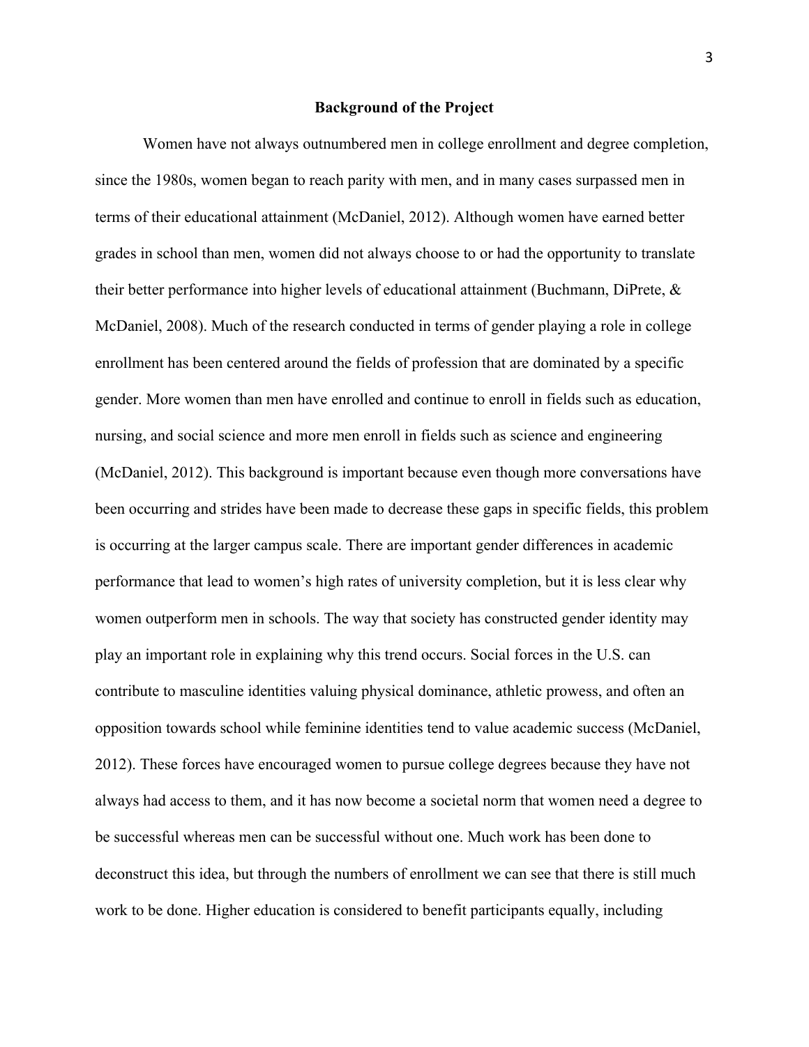## Background of the Project

Women have not always outnumbered men in college enrollment and degree completion, since the 1980s, women began to reach parity with men, and in many cases surpassed men in terms of their educational attainment (McDaniel, 2012). Although women have earned better grades in school than men, women did not always choose to or had the opportunity to translate their better performance into higher levels of educational attainment (Buchmann, DiPrete, & McDaniel, 2008). Much of the research conducted in terms of gender playing a role in college enrollment has been centered around the fields of profession that are dominated by a specific gender. More women than men have enrolled and continue to enroll in fields such as education, nursing, and social science and more men enroll in fields such as science and engineering (McDaniel, 2012). This background is important because even though more conversations have been occurring and strides have been made to decrease these gaps in specific fields, this problem is occurring at the larger campus scale. There are important gender differences in academic performance that lead to women's high rates of university completion, but it is less clear why women outperform men in schools. The way that society has constructed gender identity may play an important role in explaining why this trend occurs. Social forces in the U.S. can contribute to masculine identities valuing physical dominance, athletic prowess, and often an opposition towards school while feminine identities tend to value academic success (McDaniel, 2012). These forces have encouraged women to pursue college degrees because they have not always had access to them, and it has now become a societal norm that women need a degree to be successful whereas men can be successful without one. Much work has been done to deconstruct this idea, but through the numbers of enrollment we can see that there is still much work to be done. Higher education is considered to benefit participants equally, including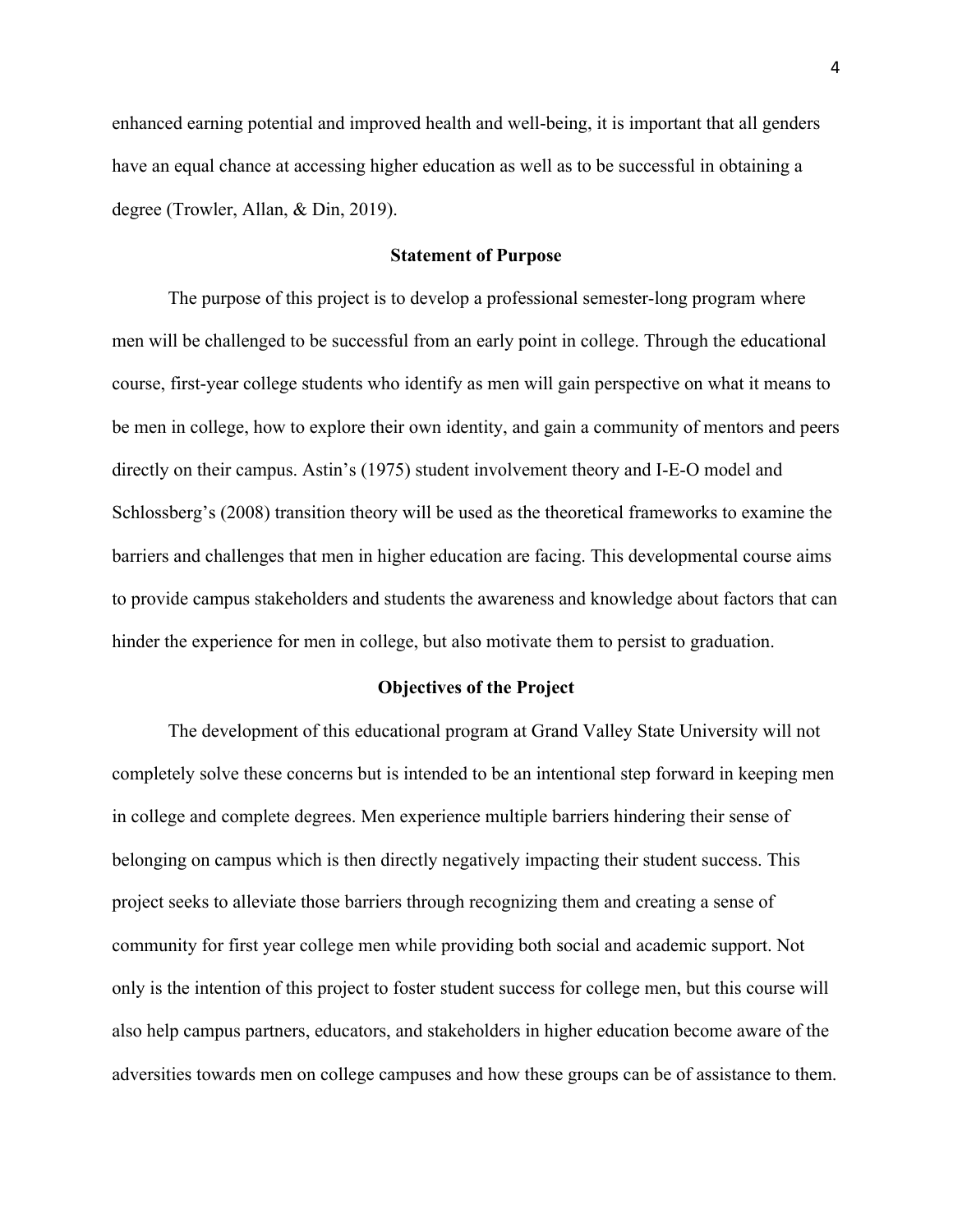enhanced earning potential and improved health and well-being, it is important that all genders have an equal chance at accessing higher education as well as to be successful in obtaining a degree (Trowler, Allan, & Din, 2019).

## Statement of Purpose

The purpose of this project is to develop a professional semester-long program where men will be challenged to be successful from an early point in college. Through the educational course, first-year college students who identify as men will gain perspective on what it means to be men in college, how to explore their own identity, and gain a community of mentors and peers directly on their campus. Astin's (1975) student involvement theory and I-E-O model and Schlossberg's (2008) transition theory will be used as the theoretical frameworks to examine the barriers and challenges that men in higher education are facing. This developmental course aims to provide campus stakeholders and students the awareness and knowledge about factors that can hinder the experience for men in college, but also motivate them to persist to graduation.

## Objectives of the Project

The development of this educational program at Grand Valley State University will not completely solve these concerns but is intended to be an intentional step forward in keeping men in college and complete degrees. Men experience multiple barriers hindering their sense of belonging on campus which is then directly negatively impacting their student success. This project seeks to alleviate those barriers through recognizing them and creating a sense of community for first year college men while providing both social and academic support. Not only is the intention of this project to foster student success for college men, but this course will also help campus partners, educators, and stakeholders in higher education become aware of the adversities towards men on college campuses and how these groups can be of assistance to them.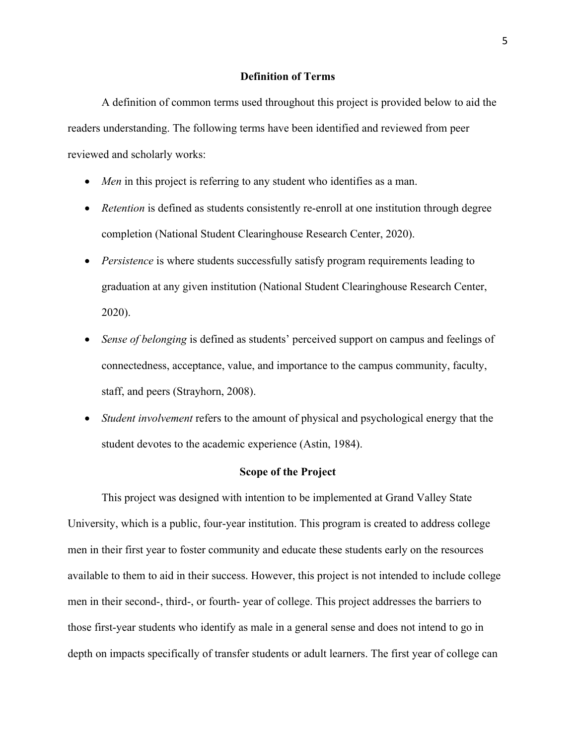## Definition of Terms

A definition of common terms used throughout this project is provided below to aid the readers understanding. The following terms have been identified and reviewed from peer reviewed and scholarly works:

- *Men* in this project is referring to any student who identifies as a man.
- *Retention* is defined as students consistently re-enroll at one institution through degree completion (National Student Clearinghouse Research Center, 2020).
- *Persistence* is where students successfully satisfy program requirements leading to graduation at any given institution (National Student Clearinghouse Research Center, 2020).
- *Sense of belonging* is defined as students' perceived support on campus and feelings of connectedness, acceptance, value, and importance to the campus community, faculty, staff, and peers (Strayhorn, 2008).
- *Student involvement* refers to the amount of physical and psychological energy that the student devotes to the academic experience (Astin, 1984).

## Scope of the Project

This project was designed with intention to be implemented at Grand Valley State University, which is a public, four-year institution. This program is created to address college men in their first year to foster community and educate these students early on the resources available to them to aid in their success. However, this project is not intended to include college men in their second-, third-, or fourth- year of college. This project addresses the barriers to those first-year students who identify as male in a general sense and does not intend to go in depth on impacts specifically of transfer students or adult learners. The first year of college can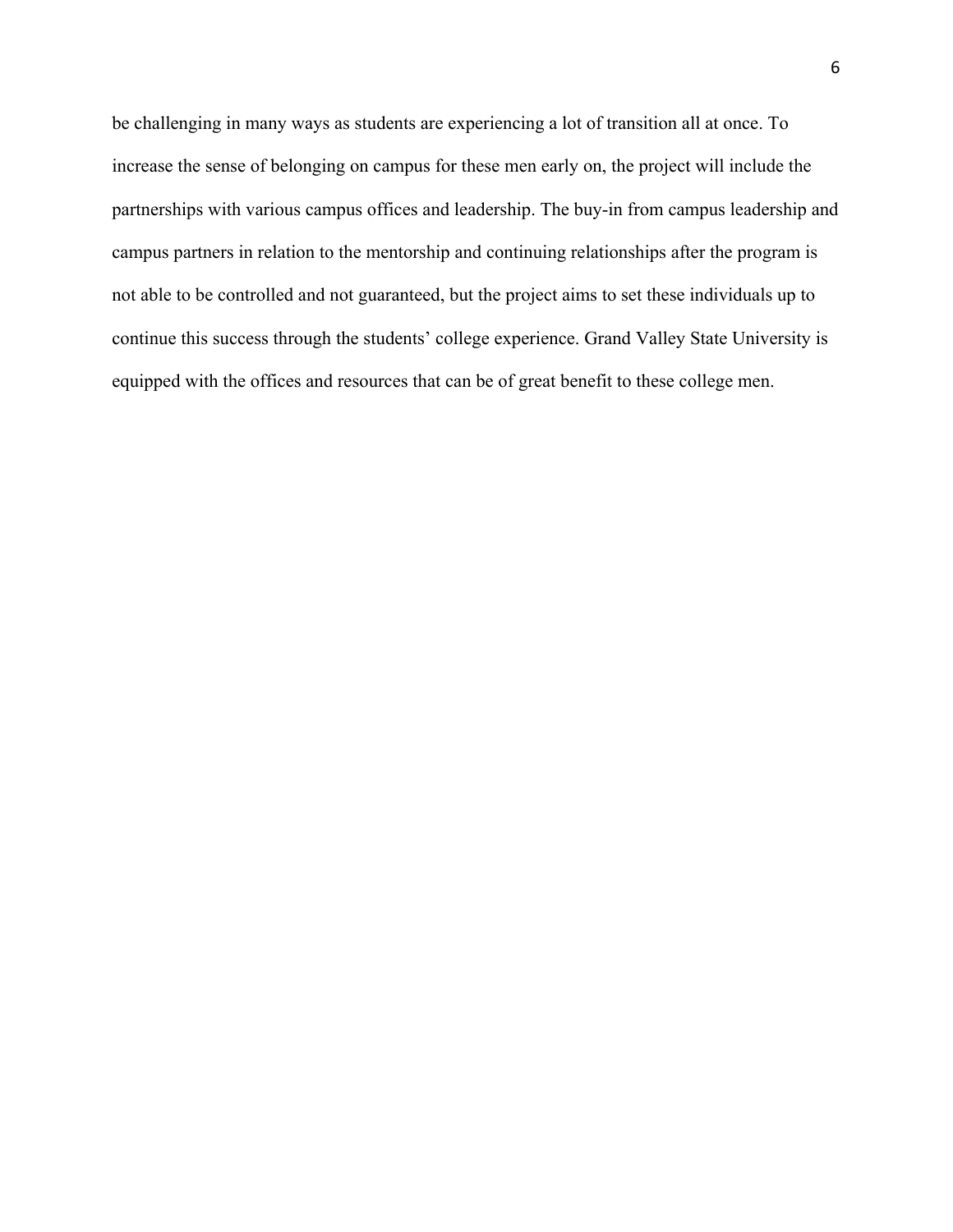be challenging in many ways as students are experiencing a lot of transition all at once. To increase the sense of belonging on campus for these men early on, the project will include the partnerships with various campus offices and leadership. The buy-in from campus leadership and campus partners in relation to the mentorship and continuing relationships after the program is not able to be controlled and not guaranteed, but the project aims to set these individuals up to continue this success through the students' college experience. Grand Valley State University is equipped with the offices and resources that can be of great benefit to these college men.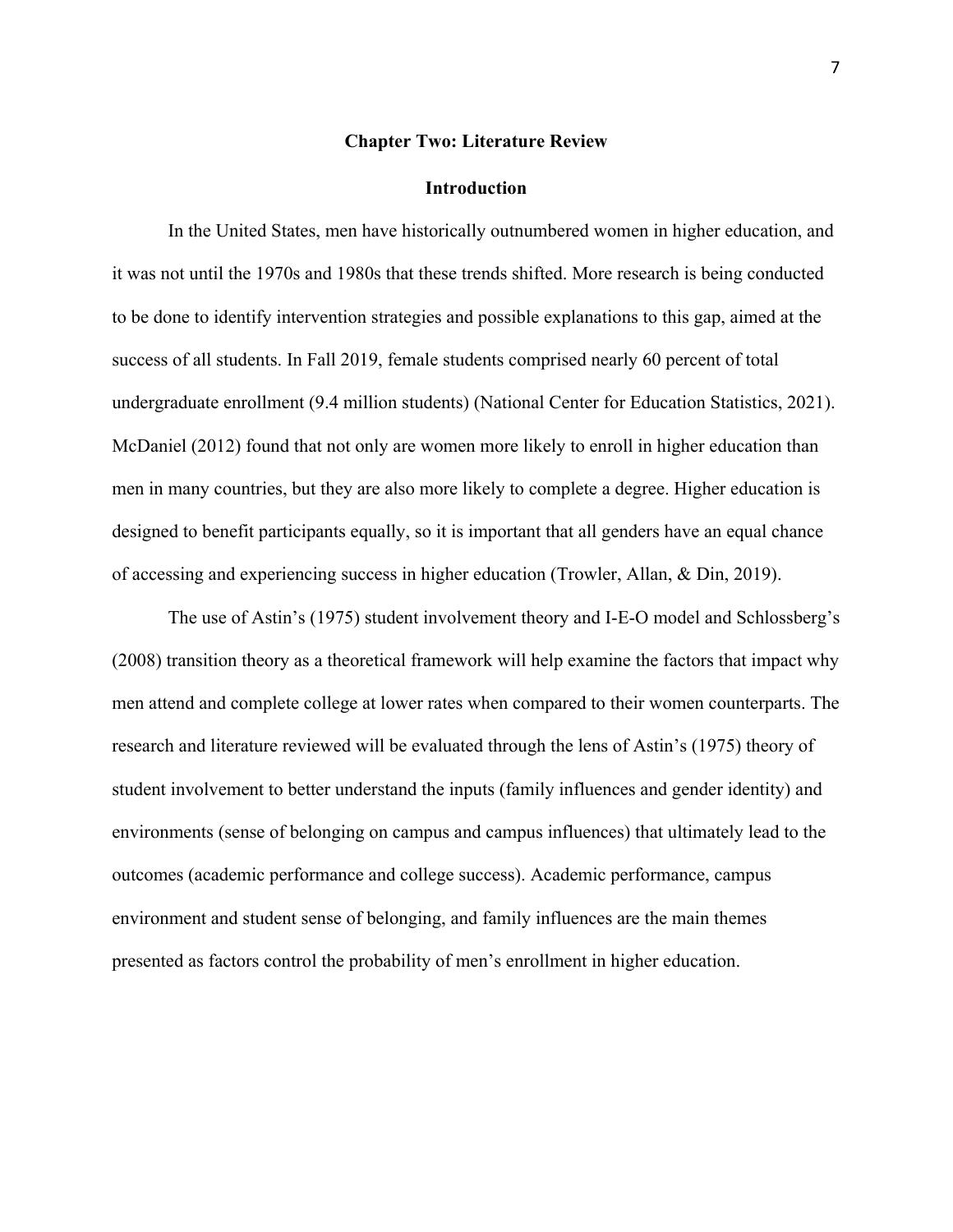## Chapter Two: Literature Review

### Introduction

In the United States, men have historically outnumbered women in higher education, and it was not until the 1970s and 1980s that these trends shifted. More research is being conducted to be done to identify intervention strategies and possible explanations to this gap, aimed at the success of all students. In Fall 2019, female students comprised nearly 60 percent of total undergraduate enrollment (9.4 million students) (National Center for Education Statistics, 2021). McDaniel (2012) found that not only are women more likely to enroll in higher education than men in many countries, but they are also more likely to complete a degree. Higher education is designed to benefit participants equally, so it is important that all genders have an equal chance of accessing and experiencing success in higher education (Trowler, Allan, & Din, 2019).

The use of Astin's (1975) student involvement theory and I-E-O model and Schlossberg's (2008) transition theory as a theoretical framework will help examine the factors that impact why men attend and complete college at lower rates when compared to their women counterparts. The research and literature reviewed will be evaluated through the lens of Astin's (1975) theory of student involvement to better understand the inputs (family influences and gender identity) and environments (sense of belonging on campus and campus influences) that ultimately lead to the outcomes (academic performance and college success). Academic performance, campus environment and student sense of belonging, and family influences are the main themes presented as factors control the probability of men's enrollment in higher education.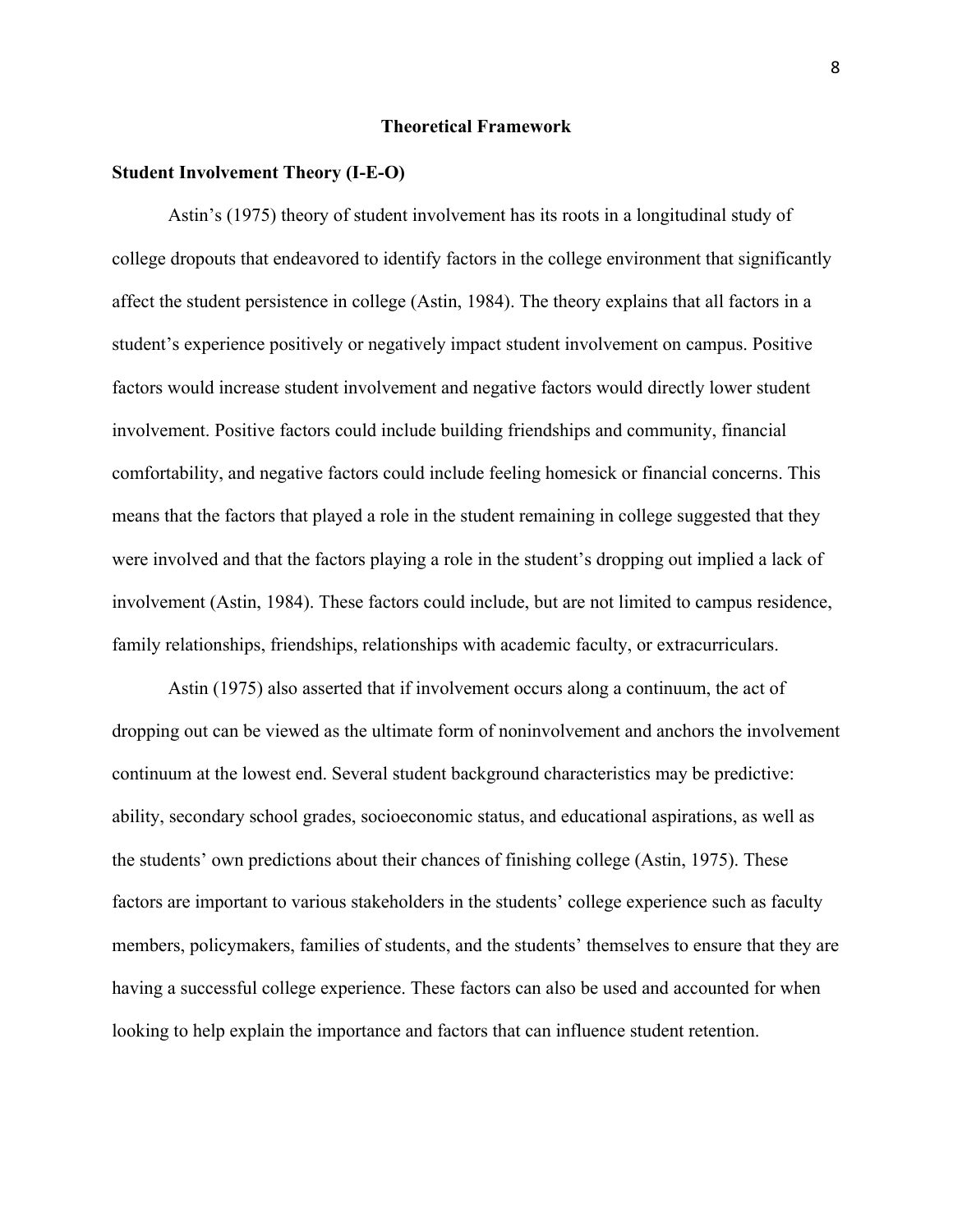# Theoretical Framework

## Student Involvement Theory (I-E-O)

Astin's (1975) theory of student involvement has its roots in a longitudinal study of college dropouts that endeavored to identify factors in the college environment that significantly affect the student persistence in college (Astin, 1984). The theory explains that all factors in a student's experience positively or negatively impact student involvement on campus. Positive factors would increase student involvement and negative factors would directly lower student involvement. Positive factors could include building friendships and community, financial comfortability, and negative factors could include feeling homesick or financial concerns. This means that the factors that played a role in the student remaining in college suggested that they were involved and that the factors playing a role in the student's dropping out implied a lack of involvement (Astin, 1984). These factors could include, but are not limited to campus residence, family relationships, friendships, relationships with academic faculty, or extracurriculars.

Astin (1975) also asserted that if involvement occurs along a continuum, the act of dropping out can be viewed as the ultimate form of noninvolvement and anchors the involvement continuum at the lowest end. Several student background characteristics may be predictive: ability, secondary school grades, socioeconomic status, and educational aspirations, as well as the students' own predictions about their chances of finishing college (Astin, 1975). These factors are important to various stakeholders in the students' college experience such as faculty members, policymakers, families of students, and the students' themselves to ensure that they are having a successful college experience. These factors can also be used and accounted for when looking to help explain the importance and factors that can influence student retention.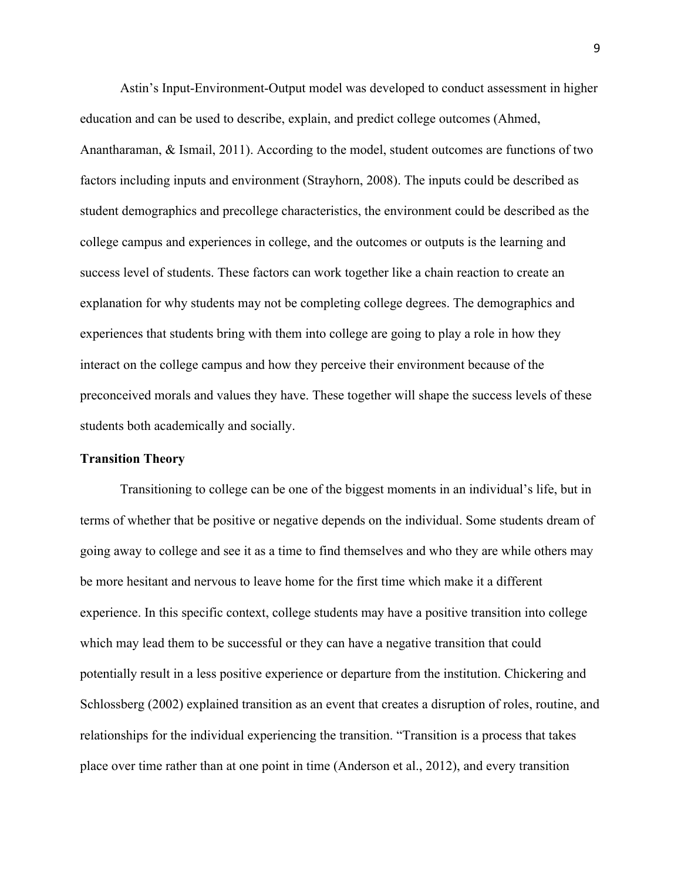Astin's Input-Environment-Output model was developed to conduct assessment in higher education and can be used to describe, explain, and predict college outcomes (Ahmed, Anantharaman, & Ismail, 2011). According to the model, student outcomes are functions of two factors including inputs and environment (Strayhorn, 2008). The inputs could be described as student demographics and precollege characteristics, the environment could be described as the college campus and experiences in college, and the outcomes or outputs is the learning and success level of students. These factors can work together like a chain reaction to create an explanation for why students may not be completing college degrees. The demographics and experiences that students bring with them into college are going to play a role in how they interact on the college campus and how they perceive their environment because of the preconceived morals and values they have. These together will shape the success levels of these students both academically and socially.

**Transition Theory**

Transitioning to college can be one of the biggest moments in an individual's life, but in terms of whether that be positive or negative depends on the individual. Some students dream of going away to college and see it as a time to find themselves and who they are while others may be more hesitant and nervous to leave home for the first time which make it a different experience. In this specific context, college students may have a positive transition into college which may lead them to be successful or they can have a negative transition that could potentially result in a less positive experience or departure from the institution. Chickering and Schlossberg (2002) explained transition as an event that creates a disruption of roles, routine, and relationships for the individual experiencing the transition. "Transition is a process that takes place over time rather than at one point in time (Anderson et al., 2012), and every transition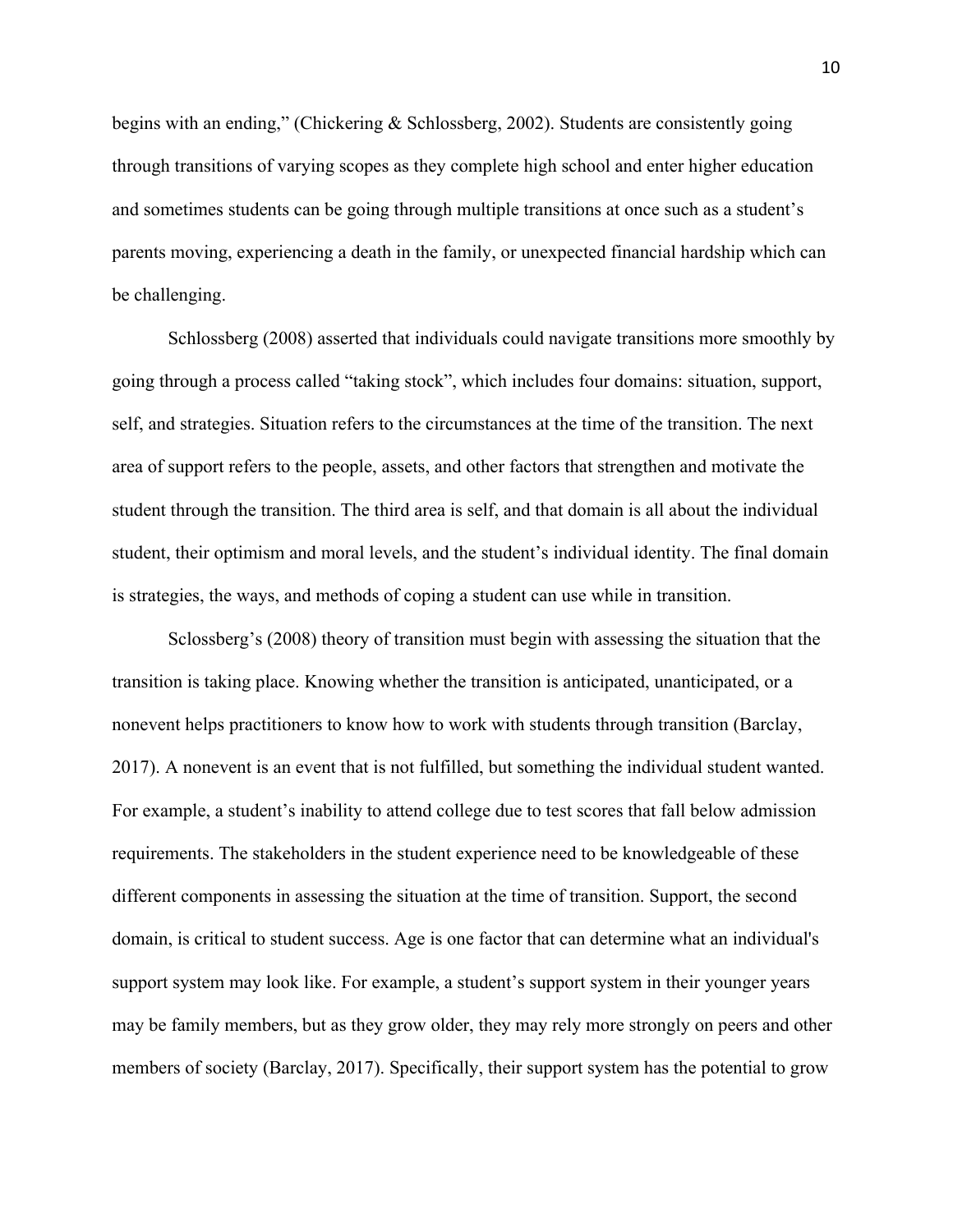begins with an ending," (Chickering & Schlossberg, 2002). Students are consistently going through transitions of varying scopes as they complete high school and enter higher education and sometimes students can be going through multiple transitions at once such as a student's parents moving, experiencing a death in the family, or unexpected financial hardship which can be challenging.

Schlossberg (2008) asserted that individuals could navigate transitions more smoothly by going through a process called "taking stock", which includes four domains: situation, support, self, and strategies. Situation refers to the circumstances at the time of the transition. The next area of support refers to the people, assets, and other factors that strengthen and motivate the student through the transition. The third area is self, and that domain is all about the individual student, their optimism and moral levels, and the student's individual identity. The final domain is strategies, the ways, and methods of coping a student can use while in transition.

Sclossberg's (2008) theory of transition must begin with assessing the situation that the transition is taking place. Knowing whether the transition is anticipated, unanticipated, or a nonevent helps practitioners to know how to work with students through transition (Barclay, 2017). A nonevent is an event that is not fulfilled, but something the individual student wanted. For example, a student's inability to attend college due to test scores that fall below admission requirements. The stakeholders in the student experience need to be knowledgeable of these different components in assessing the situation at the time of transition. Support, the second domain, is critical to student success. Age is one factor that can determine what an individual's support system may look like. For example, a student's support system in their younger years may be family members, but as they grow older, they may rely more strongly on peers and other members of society (Barclay, 2017). Specifically, their support system has the potential to grow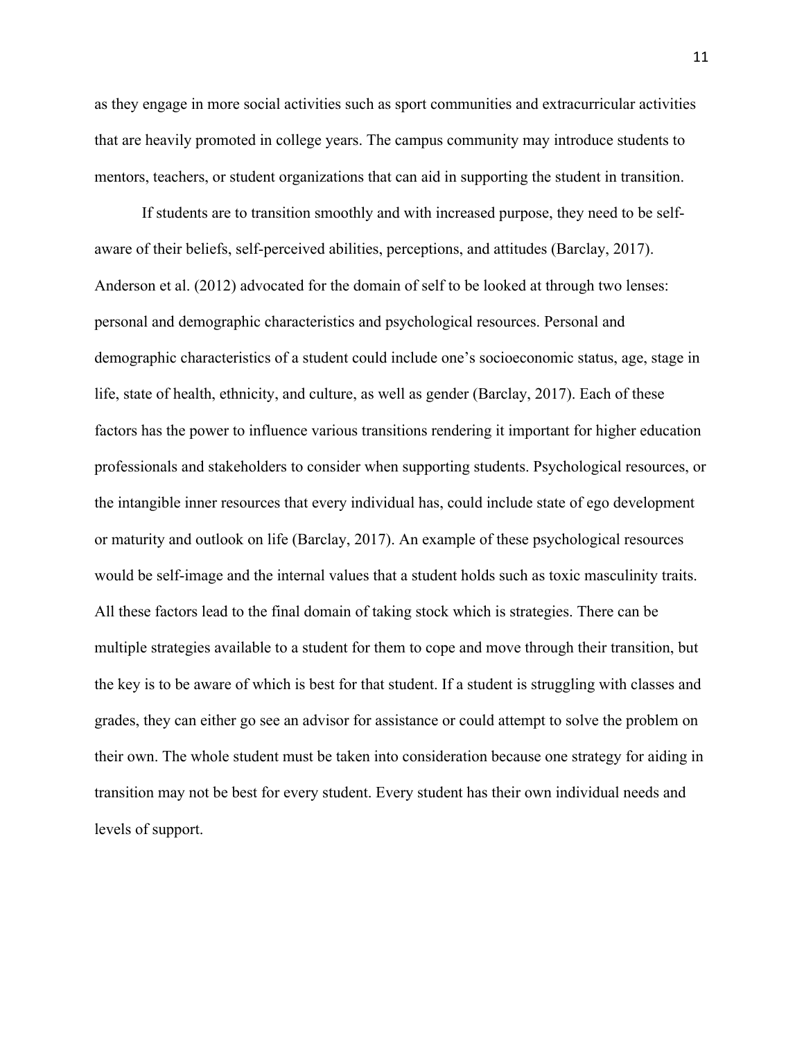as they engage in more social activities such as sport communities and extracurricular activities that are heavily promoted in college years. The campus community may introduce students to mentors, teachers, or student organizations that can aid in supporting the student in transition.

If students are to transition smoothly and with increased purpose, they need to be self-aware of their beliefs, self-perceived abilities, perceptions, and attitudes (Barclay, 2017). Anderson et al. (2012) advocated for the domain of self to be looked at through two lenses: personal and demographic characteristics and psychological resources. Personal and demographic characteristics of a student could include one's socioeconomic status, age, stage in life, state of health, ethnicity, and culture, as well as gender (Barclay, 2017). Each of these factors has the power to influence various transitions rendering it important for higher education professionals and stakeholders to consider when supporting students. Psychological resources, or the intangible inner resources that every individual has, could include state of ego development or maturity and outlook on life (Barclay, 2017). An example of these psychological resources would be self-image and the internal values that a student holds such as toxic masculinity traits. All these factors lead to the final domain of taking stock which is strategies. There can be multiple strategies available to a student for them to cope and move through their transition, but the key is to be aware of which is best for that student. If a student is struggling with classes and grades, they can either go see an advisor for assistance or could attempt to solve the problem on their own. The whole student must be taken into consideration because one strategy for aiding in transition may not be best for every student. Every student has their own individual needs and levels of support.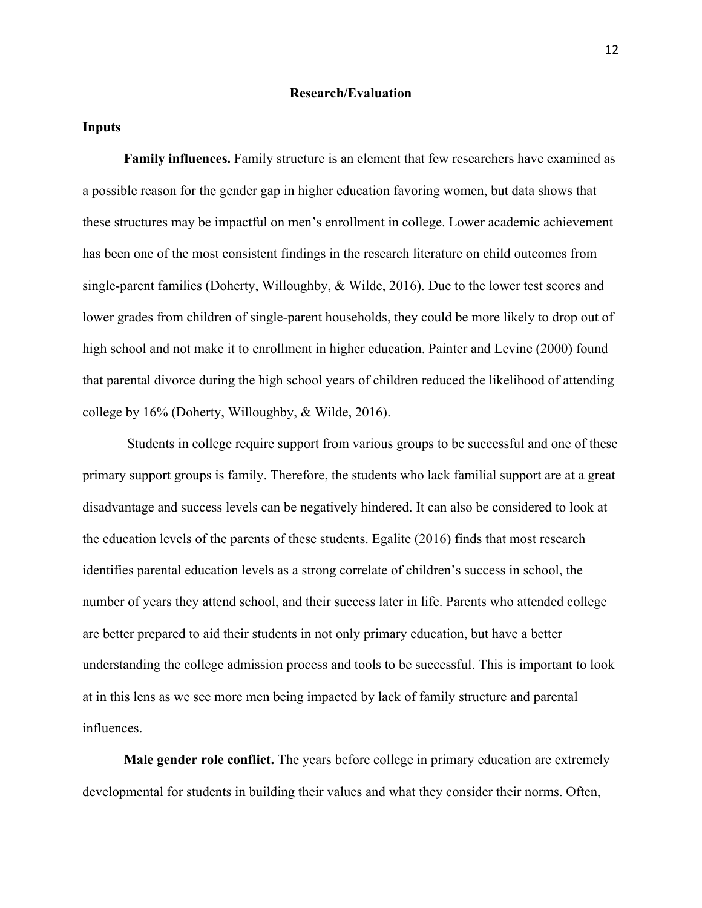## Research/Evaluation

### Inputs

**Family influences.** Family structure is an element that few researchers have examined as a possible reason for the gender gap in higher education favoring women, but data shows that these structures may be impactful on men's enrollment in college. Lower academic achievement has been one of the most consistent findings in the research literature on child outcomes from single-parent families (Doherty, Willoughby, & Wilde, 2016). Due to the lower test scores and lower grades from children of single-parent households, they could be more likely to drop out of high school and not make it to enrollment in higher education. Painter and Levine (2000) found that parental divorce during the high school years of children reduced the likelihood of attending college by 16% (Doherty, Willoughby, & Wilde, 2016).

Students in college require support from various groups to be successful and one of these primary support groups is family. Therefore, the students who lack familial support are at a great disadvantage and success levels can be negatively hindered. It can also be considered to look at the education levels of the parents of these students. Egalite (2016) finds that most research identifies parental education levels as a strong correlate of children's success in school, the number of years they attend school, and their success later in life. Parents who attended college are better prepared to aid their students in not only primary education, but have a better understanding the college admission process and tools to be successful. This is important to look at in this lens as we see more men being impacted by lack of family structure and parental influences.

**Male gender role conflict.** The years before college in primary education are extremely developmental for students in building their values and what they consider their norms. Often,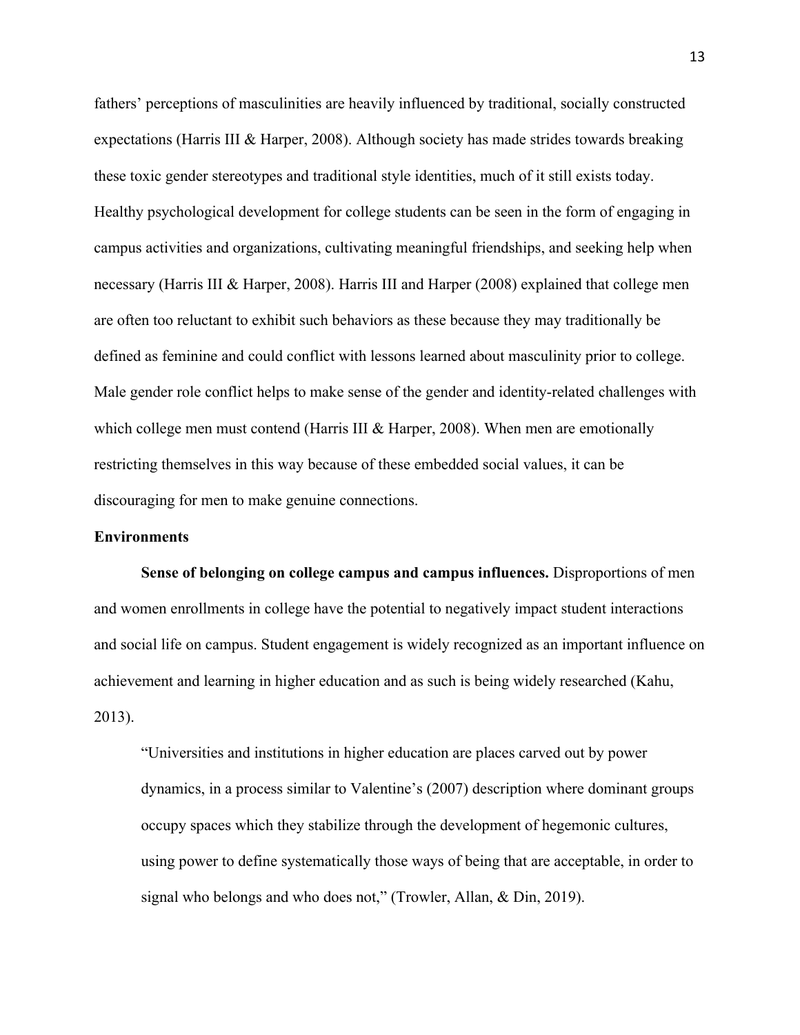fathers' perceptions of masculinities are heavily influenced by traditional, socially constructed expectations (Harris III & Harper, 2008). Although society has made strides towards breaking these toxic gender stereotypes and traditional style identities, much of it still exists today. Healthy psychological development for college students can be seen in the form of engaging in campus activities and organizations, cultivating meaningful friendships, and seeking help when necessary (Harris III & Harper, 2008). Harris III and Harper (2008) explained that college men are often too reluctant to exhibit such behaviors as these because they may traditionally be defined as feminine and could conflict with lessons learned about masculinity prior to college. Male gender role conflict helps to make sense of the gender and identity-related challenges with which college men must contend (Harris III & Harper, 2008). When men are emotionally restricting themselves in this way because of these embedded social values, it can be discouraging for men to make genuine connections.

## Environments

**Sense of belonging on college campus and campus influences.** Disproportions of men and women enrollments in college have the potential to negatively impact student interactions and social life on campus. Student engagement is widely recognized as an important influence on achievement and learning in higher education and as such is being widely researched (Kahu, 2013).

> "Universities and institutions in higher education are places carved out by power dynamics, in a process similar to Valentine's (2007) description where dominant groups occupy spaces which they stabilize through the development of hegemonic cultures, using power to define systematically those ways of being that are acceptable, in order to signal who belongs and who does not," (Trowler, Allan, & Din, 2019).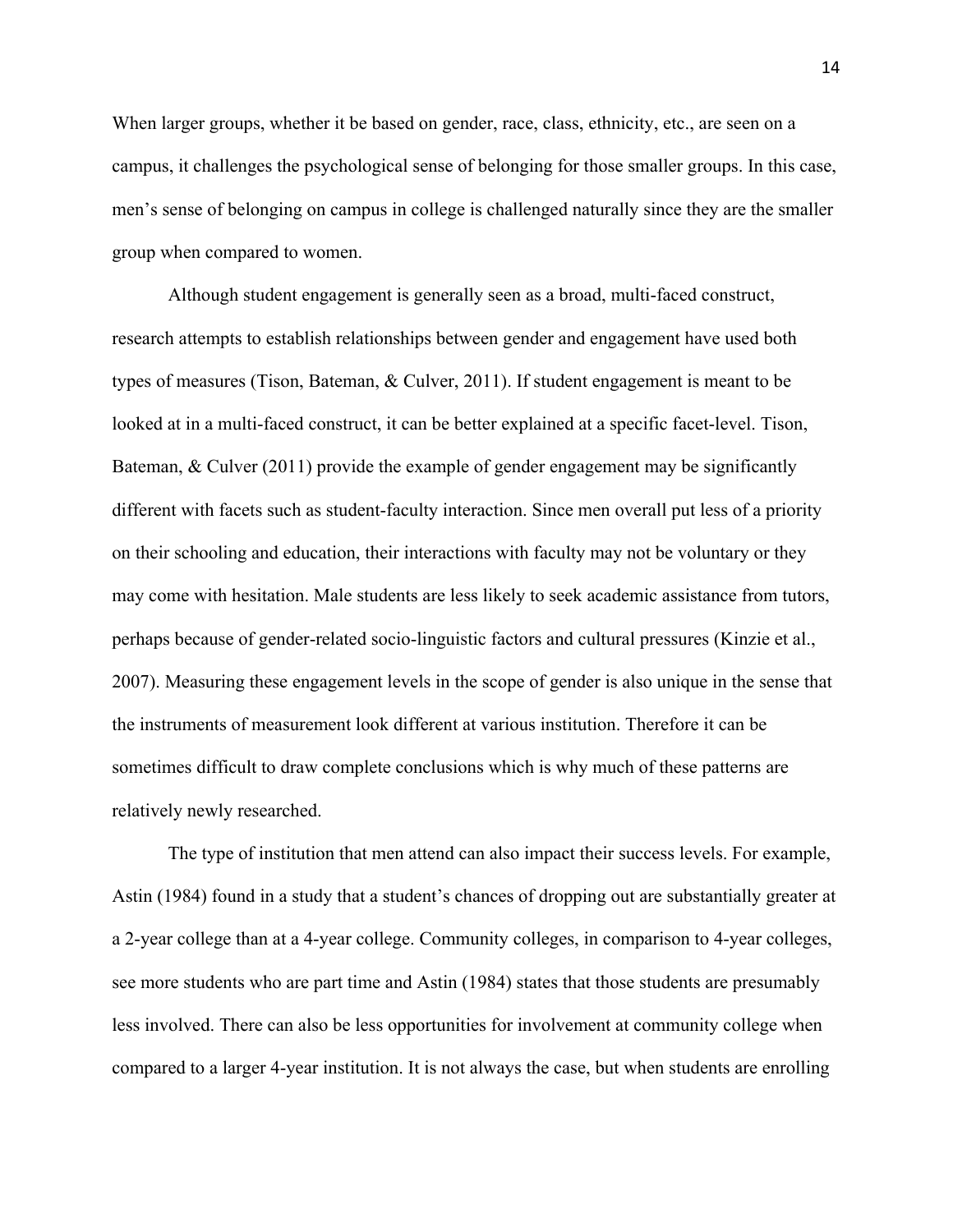When larger groups, whether it be based on gender, race, class, ethnicity, etc., are seen on a campus, it challenges the psychological sense of belonging for those smaller groups. In this case, men's sense of belonging on campus in college is challenged naturally since they are the smaller group when compared to women.

Although student engagement is generally seen as a broad, multi-faced construct, research attempts to establish relationships between gender and engagement have used both types of measures (Tison, Bateman, & Culver, 2011). If student engagement is meant to be looked at in a multi-faced construct, it can be better explained at a specific facet-level. Tison, Bateman, & Culver (2011) provide the example of gender engagement may be significantly different with facets such as student-faculty interaction. Since men overall put less of a priority on their schooling and education, their interactions with faculty may not be voluntary or they may come with hesitation. Male students are less likely to seek academic assistance from tutors, perhaps because of gender-related socio-linguistic factors and cultural pressures (Kinzie et al., 2007). Measuring these engagement levels in the scope of gender is also unique in the sense that the instruments of measurement look different at various institution. Therefore it can be sometimes difficult to draw complete conclusions which is why much of these patterns are relatively newly researched.

The type of institution that men attend can also impact their success levels. For example, Astin (1984) found in a study that a student's chances of dropping out are substantially greater at a 2-year college than at a 4-year college. Community colleges, in comparison to 4-year colleges, see more students who are part time and Astin (1984) states that those students are presumably less involved. There can also be less opportunities for involvement at community college when compared to a larger 4-year institution. It is not always the case, but when students are enrolling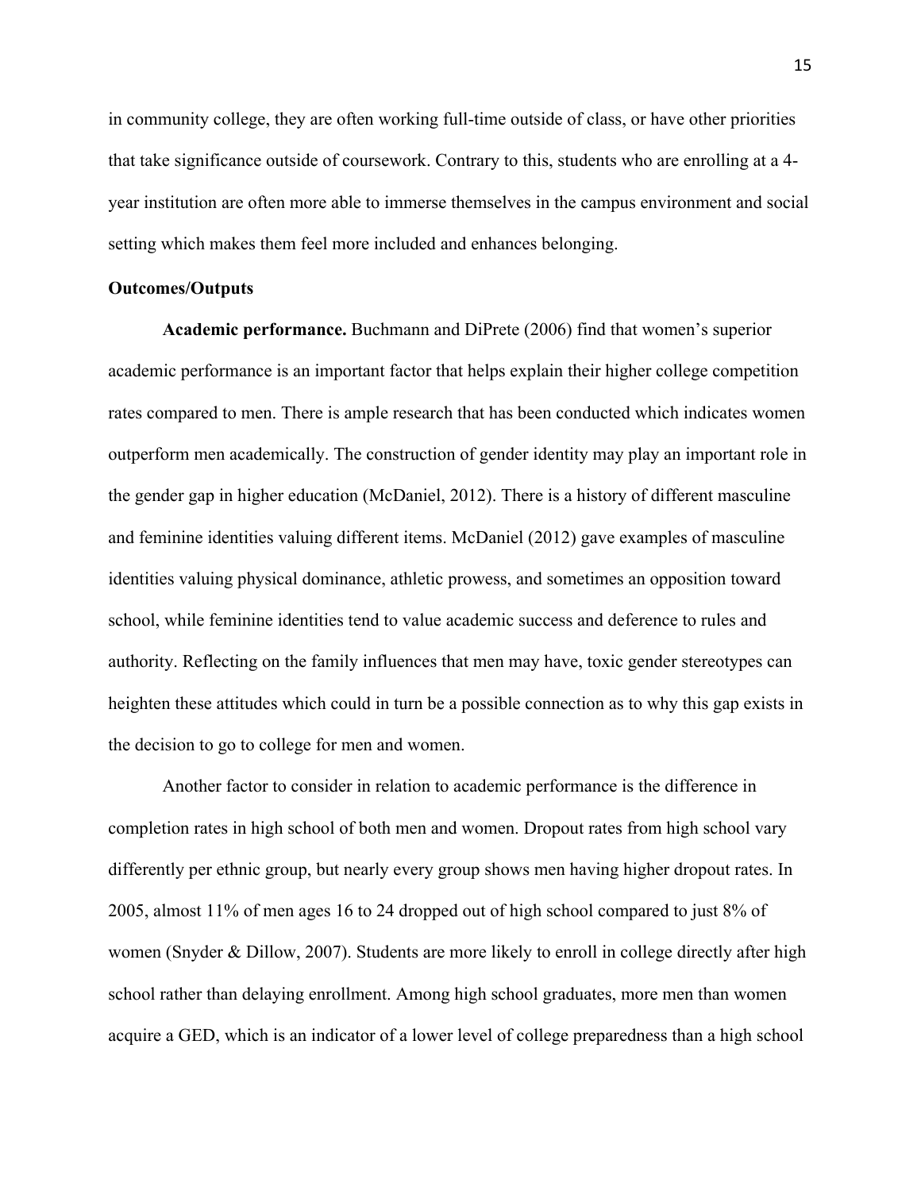in community college, they are often working full-time outside of class, or have other priorities that take significance outside of coursework. Contrary to this, students who are enrolling at a 4-year institution are often more able to immerse themselves in the campus environment and social setting which makes them feel more included and enhances belonging.

**Outcomes/Outputs**

**Academic performance.** Buchmann and DiPrete (2006) find that women's superior academic performance is an important factor that helps explain their higher college competition rates compared to men. There is ample research that has been conducted which indicates women outperform men academically. The construction of gender identity may play an important role in the gender gap in higher education (McDaniel, 2012). There is a history of different masculine and feminine identities valuing different items. McDaniel (2012) gave examples of masculine identities valuing physical dominance, athletic prowess, and sometimes an opposition toward school, while feminine identities tend to value academic success and deference to rules and authority. Reflecting on the family influences that men may have, toxic gender stereotypes can heighten these attitudes which could in turn be a possible connection as to why this gap exists in the decision to go to college for men and women.

Another factor to consider in relation to academic performance is the difference in completion rates in high school of both men and women. Dropout rates from high school vary differently per ethnic group, but nearly every group shows men having higher dropout rates. In 2005, almost 11% of men ages 16 to 24 dropped out of high school compared to just 8% of women (Snyder & Dillow, 2007). Students are more likely to enroll in college directly after high school rather than delaying enrollment. Among high school graduates, more men than women acquire a GED, which is an indicator of a lower level of college preparedness than a high school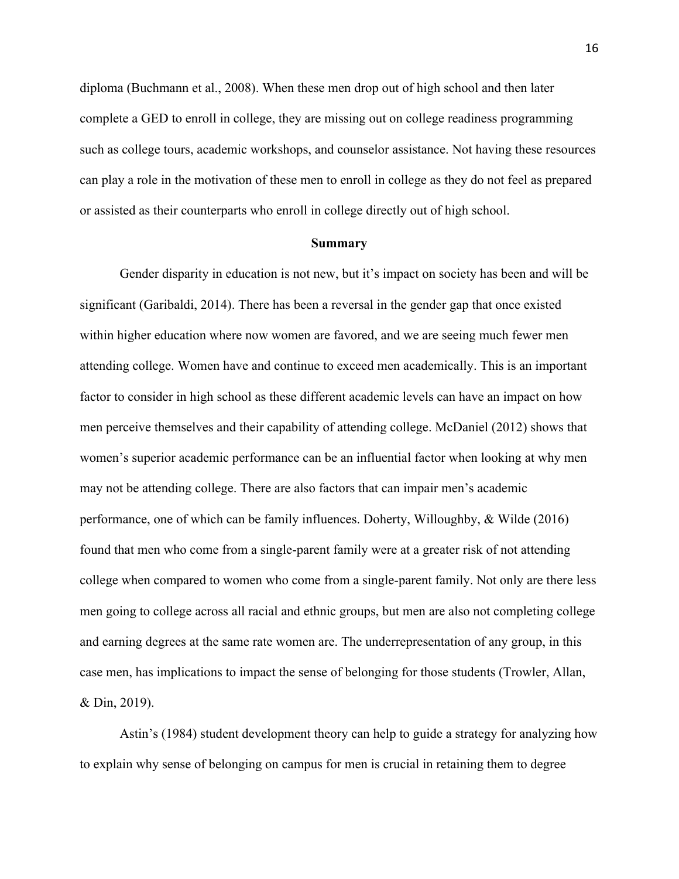diploma (Buchmann et al., 2008). When these men drop out of high school and then later complete a GED to enroll in college, they are missing out on college readiness programming such as college tours, academic workshops, and counselor assistance. Not having these resources can play a role in the motivation of these men to enroll in college as they do not feel as prepared or assisted as their counterparts who enroll in college directly out of high school.

## Summary

Gender disparity in education is not new, but it's impact on society has been and will be significant (Garibaldi, 2014). There has been a reversal in the gender gap that once existed within higher education where now women are favored, and we are seeing much fewer men attending college. Women have and continue to exceed men academically. This is an important factor to consider in high school as these different academic levels can have an impact on how men perceive themselves and their capability of attending college. McDaniel (2012) shows that women's superior academic performance can be an influential factor when looking at why men may not be attending college. There are also factors that can impair men's academic performance, one of which can be family influences. Doherty, Willoughby, & Wilde (2016) found that men who come from a single-parent family were at a greater risk of not attending college when compared to women who come from a single-parent family. Not only are there less men going to college across all racial and ethnic groups, but men are also not completing college and earning degrees at the same rate women are. The underrepresentation of any group, in this case men, has implications to impact the sense of belonging for those students (Trowler, Allan, & Din, 2019).

Astin's (1984) student development theory can help to guide a strategy for analyzing how to explain why sense of belonging on campus for men is crucial in retaining them to degree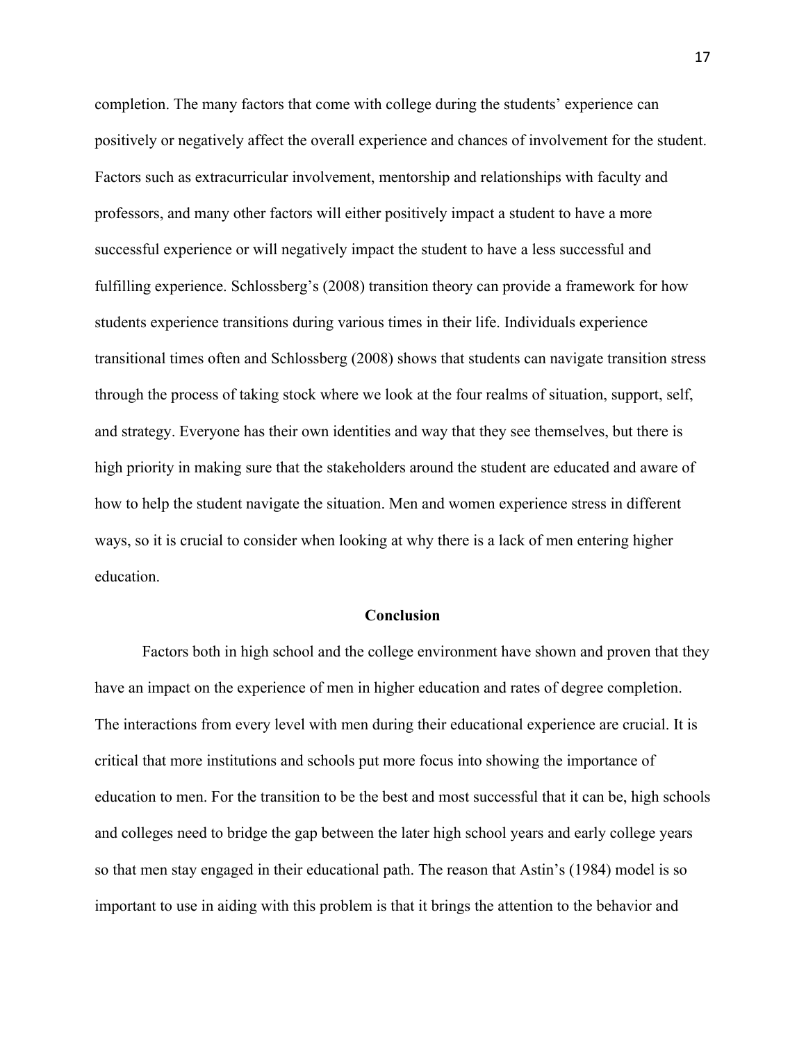completion. The many factors that come with college during the students' experience can positively or negatively affect the overall experience and chances of involvement for the student. Factors such as extracurricular involvement, mentorship and relationships with faculty and professors, and many other factors will either positively impact a student to have a more successful experience or will negatively impact the student to have a less successful and fulfilling experience. Schlossberg's (2008) transition theory can provide a framework for how students experience transitions during various times in their life. Individuals experience transitional times often and Schlossberg (2008) shows that students can navigate transition stress through the process of taking stock where we look at the four realms of situation, support, self, and strategy. Everyone has their own identities and way that they see themselves, but there is high priority in making sure that the stakeholders around the student are educated and aware of how to help the student navigate the situation. Men and women experience stress in different ways, so it is crucial to consider when looking at why there is a lack of men entering higher education.

## Conclusion

Factors both in high school and the college environment have shown and proven that they have an impact on the experience of men in higher education and rates of degree completion. The interactions from every level with men during their educational experience are crucial. It is critical that more institutions and schools put more focus into showing the importance of education to men. For the transition to be the best and most successful that it can be, high schools and colleges need to bridge the gap between the later high school years and early college years so that men stay engaged in their educational path. The reason that Astin's (1984) model is so important to use in aiding with this problem is that it brings the attention to the behavior and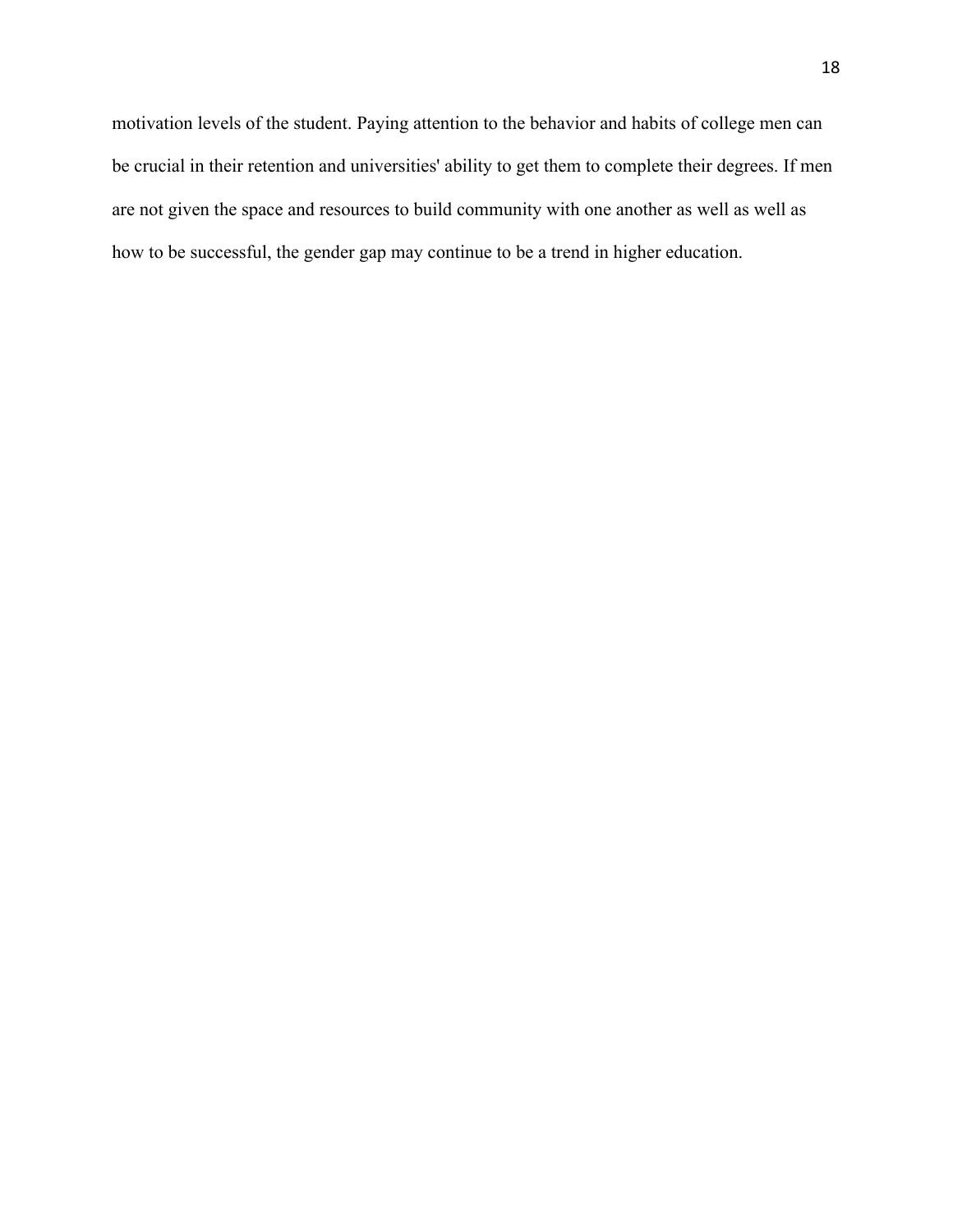motivation levels of the student. Paying attention to the behavior and habits of college men can be crucial in their retention and universities' ability to get them to complete their degrees. If men are not given the space and resources to build community with one another as well as well as how to be successful, the gender gap may continue to be a trend in higher education.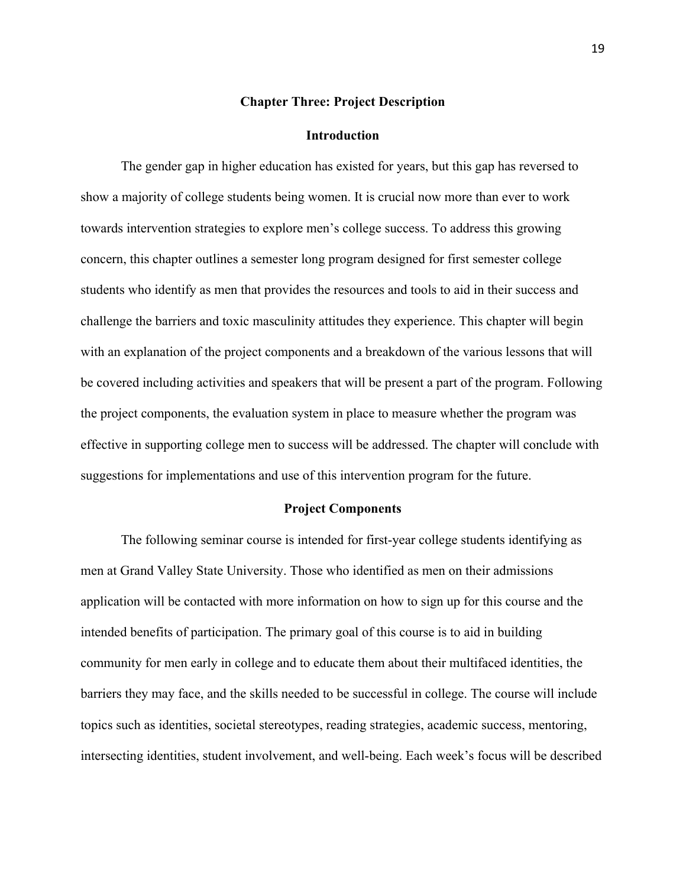## Chapter Three: Project Description

### Introduction

The gender gap in higher education has existed for years, but this gap has reversed to show a majority of college students being women. It is crucial now more than ever to work towards intervention strategies to explore men's college success. To address this growing concern, this chapter outlines a semester long program designed for first semester college students who identify as men that provides the resources and tools to aid in their success and challenge the barriers and toxic masculinity attitudes they experience. This chapter will begin with an explanation of the project components and a breakdown of the various lessons that will be covered including activities and speakers that will be present a part of the program. Following the project components, the evaluation system in place to measure whether the program was effective in supporting college men to success will be addressed. The chapter will conclude with suggestions for implementations and use of this intervention program for the future.

### Project Components

The following seminar course is intended for first-year college students identifying as men at Grand Valley State University. Those who identified as men on their admissions application will be contacted with more information on how to sign up for this course and the intended benefits of participation. The primary goal of this course is to aid in building community for men early in college and to educate them about their multifaced identities, the barriers they may face, and the skills needed to be successful in college. The course will include topics such as identities, societal stereotypes, reading strategies, academic success, mentoring, intersecting identities, student involvement, and well-being. Each week's focus will be described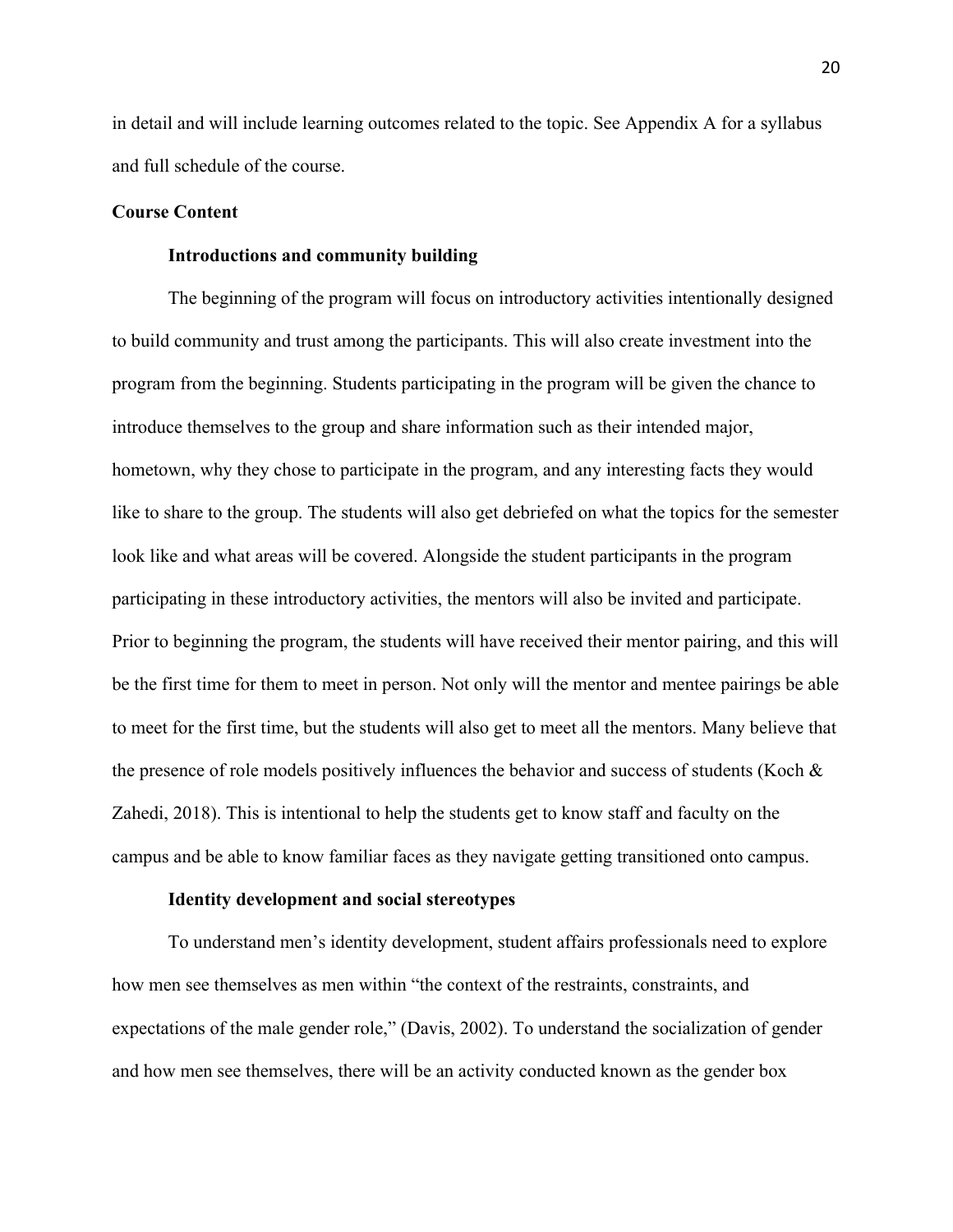in detail and will include learning outcomes related to the topic. See Appendix A for a syllabus and full schedule of the course.

## Course Content

### Introductions and community building

The beginning of the program will focus on introductory activities intentionally designed to build community and trust among the participants. This will also create investment into the program from the beginning. Students participating in the program will be given the chance to introduce themselves to the group and share information such as their intended major, hometown, why they chose to participate in the program, and any interesting facts they would like to share to the group. The students will also get debriefed on what the topics for the semester look like and what areas will be covered. Alongside the student participants in the program participating in these introductory activities, the mentors will also be invited and participate. Prior to beginning the program, the students will have received their mentor pairing, and this will be the first time for them to meet in person. Not only will the mentor and mentee pairings be able to meet for the first time, but the students will also get to meet all the mentors. Many believe that the presence of role models positively influences the behavior and success of students (Koch & Zahedi, 2018). This is intentional to help the students get to know staff and faculty on the campus and be able to know familiar faces as they navigate getting transitioned onto campus.

### Identity development and social stereotypes

To understand men's identity development, student affairs professionals need to explore how men see themselves as men within "the context of the restraints, constraints, and expectations of the male gender role," (Davis, 2002). To understand the socialization of gender and how men see themselves, there will be an activity conducted known as the gender box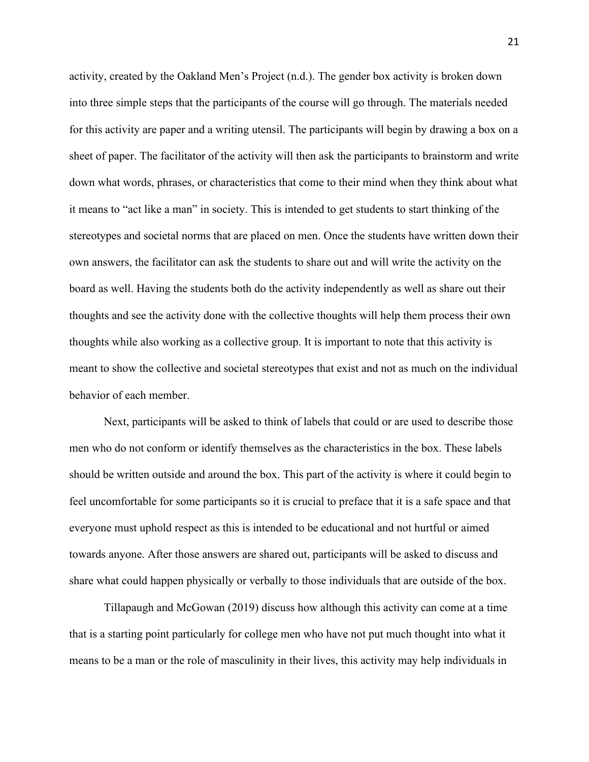activity, created by the Oakland Men's Project (n.d.). The gender box activity is broken down into three simple steps that the participants of the course will go through. The materials needed for this activity are paper and a writing utensil. The participants will begin by drawing a box on a sheet of paper. The facilitator of the activity will then ask the participants to brainstorm and write down what words, phrases, or characteristics that come to their mind when they think about what it means to "act like a man" in society. This is intended to get students to start thinking of the stereotypes and societal norms that are placed on men. Once the students have written down their own answers, the facilitator can ask the students to share out and will write the activity on the board as well. Having the students both do the activity independently as well as share out their thoughts and see the activity done with the collective thoughts will help them process their own thoughts while also working as a collective group. It is important to note that this activity is meant to show the collective and societal stereotypes that exist and not as much on the individual behavior of each member.

Next, participants will be asked to think of labels that could or are used to describe those men who do not conform or identify themselves as the characteristics in the box. These labels should be written outside and around the box. This part of the activity is where it could begin to feel uncomfortable for some participants so it is crucial to preface that it is a safe space and that everyone must uphold respect as this is intended to be educational and not hurtful or aimed towards anyone. After those answers are shared out, participants will be asked to discuss and share what could happen physically or verbally to those individuals that are outside of the box.

Tillapaugh and McGowan (2019) discuss how although this activity can come at a time that is a starting point particularly for college men who have not put much thought into what it means to be a man or the role of masculinity in their lives, this activity may help individuals in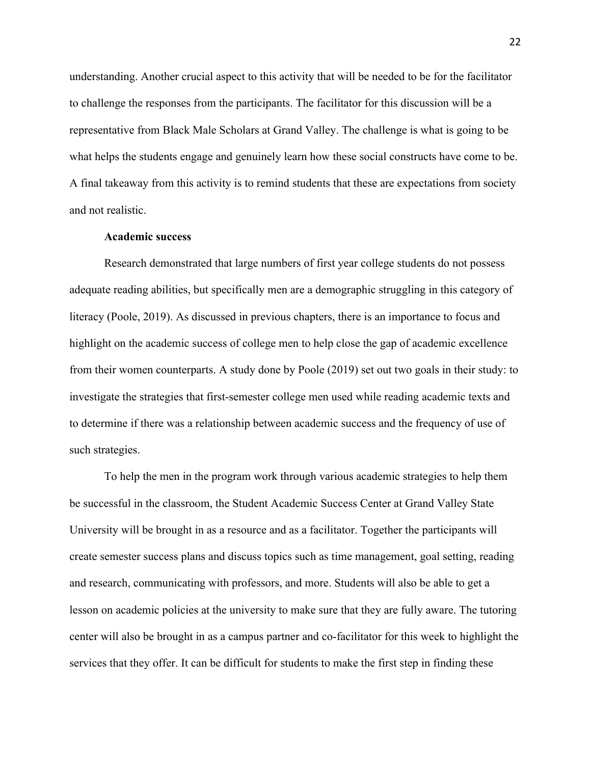understanding. Another crucial aspect to this activity that will be needed to be for the facilitator to challenge the responses from the participants. The facilitator for this discussion will be a representative from Black Male Scholars at Grand Valley. The challenge is what is going to be what helps the students engage and genuinely learn how these social constructs have come to be. A final takeaway from this activity is to remind students that these are expectations from society and not realistic.

**Academic success**

Research demonstrated that large numbers of first year college students do not possess adequate reading abilities, but specifically men are a demographic struggling in this category of literacy (Poole, 2019). As discussed in previous chapters, there is an importance to focus and highlight on the academic success of college men to help close the gap of academic excellence from their women counterparts. A study done by Poole (2019) set out two goals in their study: to investigate the strategies that first-semester college men used while reading academic texts and to determine if there was a relationship between academic success and the frequency of use of such strategies.

To help the men in the program work through various academic strategies to help them be successful in the classroom, the Student Academic Success Center at Grand Valley State University will be brought in as a resource and as a facilitator. Together the participants will create semester success plans and discuss topics such as time management, goal setting, reading and research, communicating with professors, and more. Students will also be able to get a lesson on academic policies at the university to make sure that they are fully aware. The tutoring center will also be brought in as a campus partner and co-facilitator for this week to highlight the services that they offer. It can be difficult for students to make the first step in finding these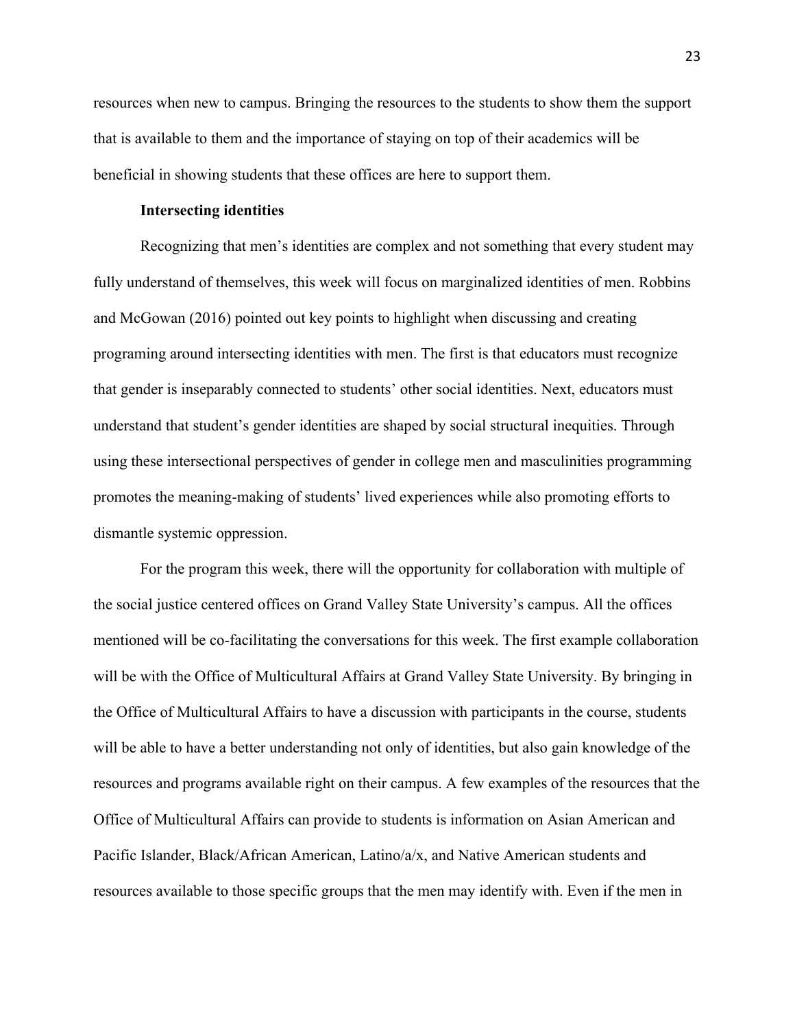resources when new to campus. Bringing the resources to the students to show them the support that is available to them and the importance of staying on top of their academics will be beneficial in showing students that these offices are here to support them.

**Intersecting identities**

Recognizing that men's identities are complex and not something that every student may fully understand of themselves, this week will focus on marginalized identities of men. Robbins and McGowan (2016) pointed out key points to highlight when discussing and creating programing around intersecting identities with men. The first is that educators must recognize that gender is inseparably connected to students' other social identities. Next, educators must understand that student's gender identities are shaped by social structural inequities. Through using these intersectional perspectives of gender in college men and masculinities programming promotes the meaning-making of students' lived experiences while also promoting efforts to dismantle systemic oppression.

For the program this week, there will the opportunity for collaboration with multiple of the social justice centered offices on Grand Valley State University's campus. All the offices mentioned will be co-facilitating the conversations for this week. The first example collaboration will be with the Office of Multicultural Affairs at Grand Valley State University. By bringing in the Office of Multicultural Affairs to have a discussion with participants in the course, students will be able to have a better understanding not only of identities, but also gain knowledge of the resources and programs available right on their campus. A few examples of the resources that the Office of Multicultural Affairs can provide to students is information on Asian American and Pacific Islander, Black/African American, Latino/a/x, and Native American students and resources available to those specific groups that the men may identify with. Even if the men in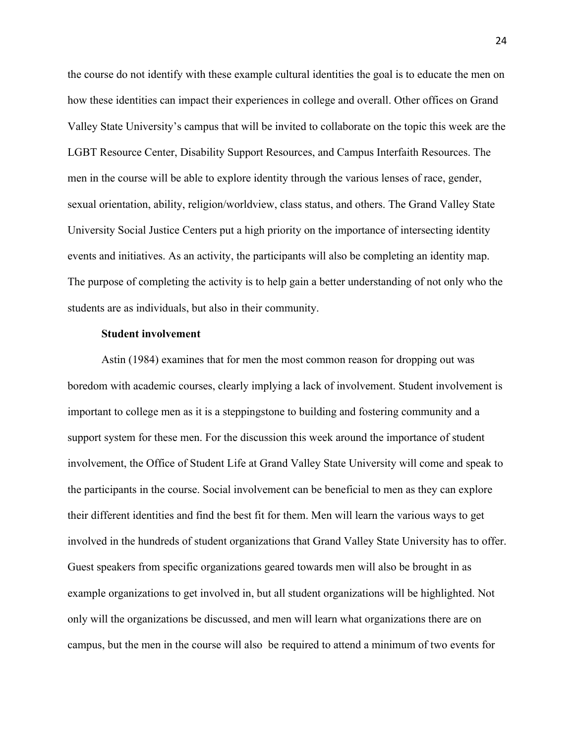the course do not identify with these example cultural identities the goal is to educate the men on how these identities can impact their experiences in college and overall. Other offices on Grand Valley State University's campus that will be invited to collaborate on the topic this week are the LGBT Resource Center, Disability Support Resources, and Campus Interfaith Resources. The men in the course will be able to explore identity through the various lenses of race, gender, sexual orientation, ability, religion/worldview, class status, and others. The Grand Valley State University Social Justice Centers put a high priority on the importance of intersecting identity events and initiatives. As an activity, the participants will also be completing an identity map. The purpose of completing the activity is to help gain a better understanding of not only who the students are as individuals, but also in their community.

**Student involvement**

Astin (1984) examines that for men the most common reason for dropping out was boredom with academic courses, clearly implying a lack of involvement. Student involvement is important to college men as it is a steppingstone to building and fostering community and a support system for these men. For the discussion this week around the importance of student involvement, the Office of Student Life at Grand Valley State University will come and speak to the participants in the course. Social involvement can be beneficial to men as they can explore their different identities and find the best fit for them. Men will learn the various ways to get involved in the hundreds of student organizations that Grand Valley State University has to offer. Guest speakers from specific organizations geared towards men will also be brought in as example organizations to get involved in, but all student organizations will be highlighted. Not only will the organizations be discussed, and men will learn what organizations there are on campus, but the men in the course will also be required to attend a minimum of two events for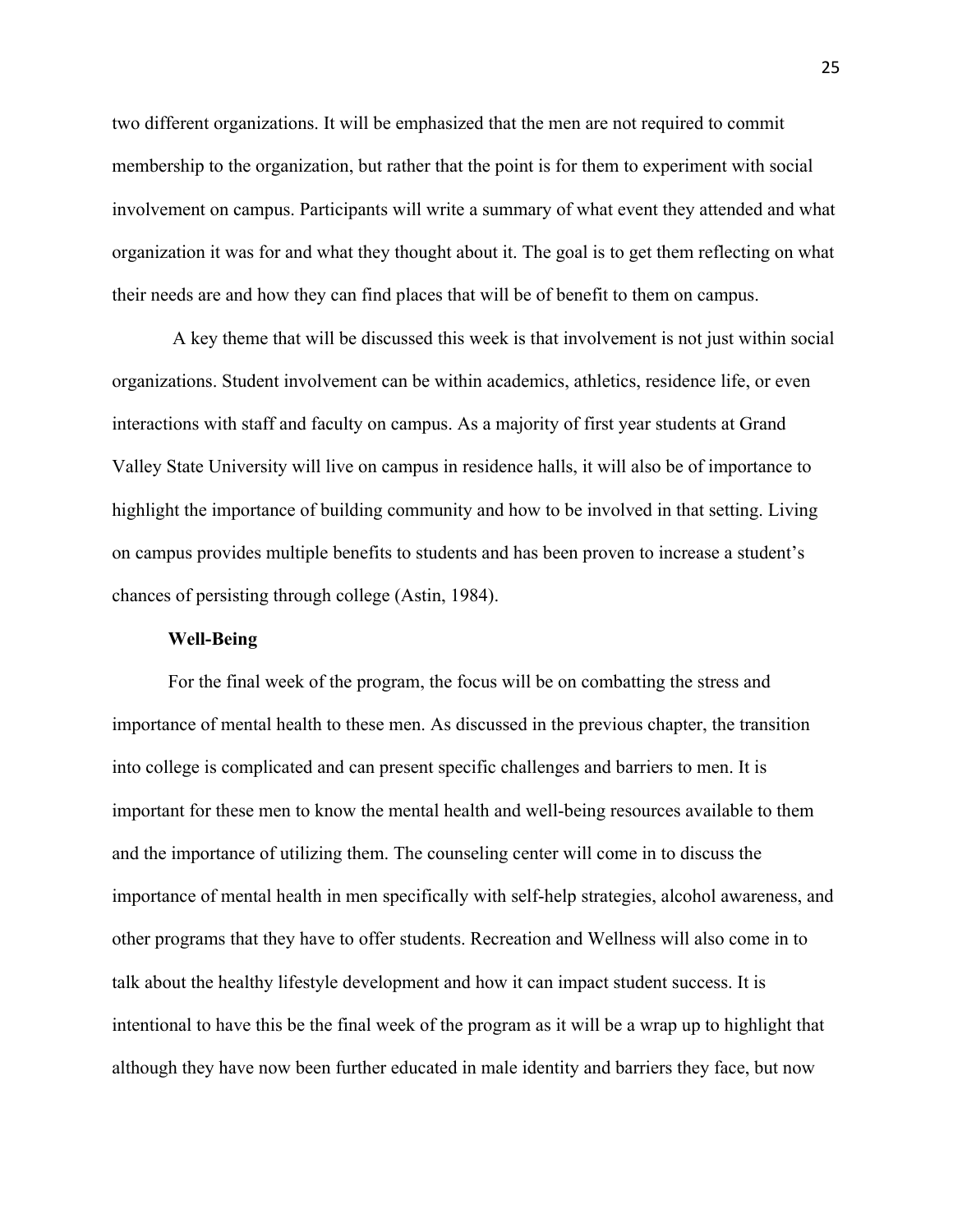two different organizations. It will be emphasized that the men are not required to commit membership to the organization, but rather that the point is for them to experiment with social involvement on campus. Participants will write a summary of what event they attended and what organization it was for and what they thought about it. The goal is to get them reflecting on what their needs are and how they can find places that will be of benefit to them on campus.

A key theme that will be discussed this week is that involvement is not just within social organizations. Student involvement can be within academics, athletics, residence life, or even interactions with staff and faculty on campus. As a majority of first year students at Grand Valley State University will live on campus in residence halls, it will also be of importance to highlight the importance of building community and how to be involved in that setting. Living on campus provides multiple benefits to students and has been proven to increase a student's chances of persisting through college (Astin, 1984).

**Well-Being**

For the final week of the program, the focus will be on combatting the stress and importance of mental health to these men. As discussed in the previous chapter, the transition into college is complicated and can present specific challenges and barriers to men. It is important for these men to know the mental health and well-being resources available to them and the importance of utilizing them. The counseling center will come in to discuss the importance of mental health in men specifically with self-help strategies, alcohol awareness, and other programs that they have to offer students. Recreation and Wellness will also come in to talk about the healthy lifestyle development and how it can impact student success. It is intentional to have this be the final week of the program as it will be a wrap up to highlight that although they have now been further educated in male identity and barriers they face, but now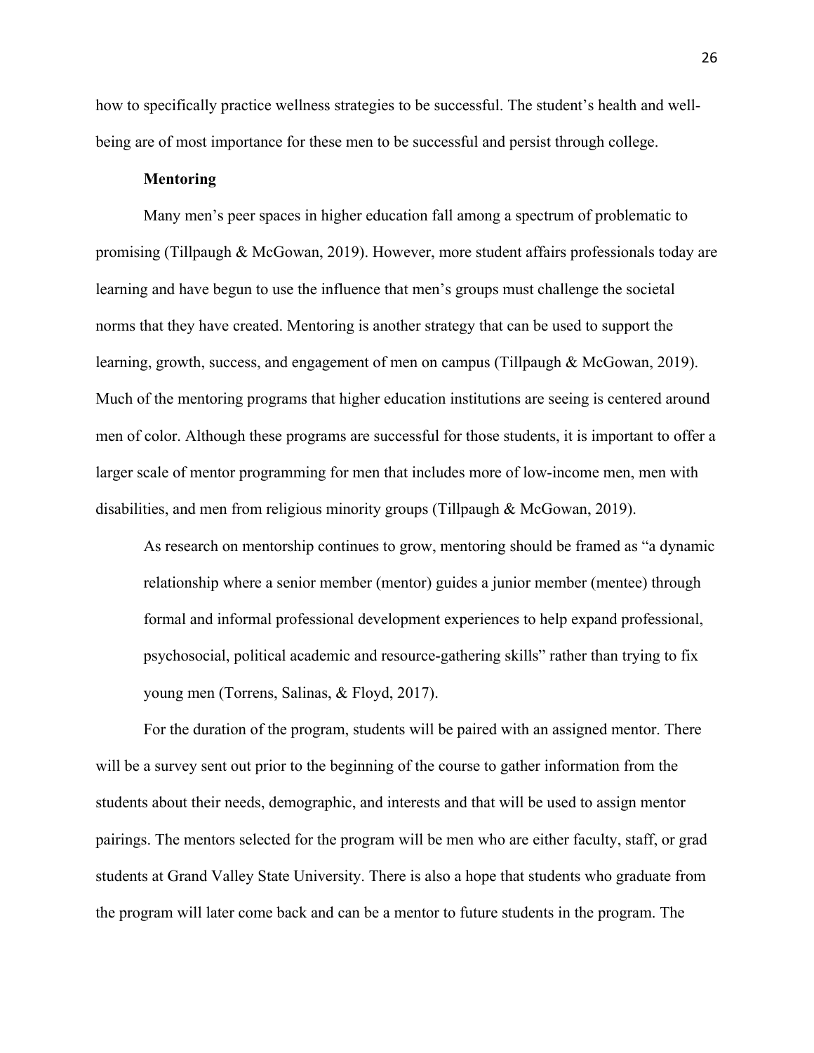how to specifically practice wellness strategies to be successful. The student's health and well-being are of most importance for these men to be successful and persist through college.

### Mentoring

Many men's peer spaces in higher education fall among a spectrum of problematic to promising (Tillpaugh & McGowan, 2019). However, more student affairs professionals today are learning and have begun to use the influence that men's groups must challenge the societal norms that they have created. Mentoring is another strategy that can be used to support the learning, growth, success, and engagement of men on campus (Tillpaugh & McGowan, 2019). Much of the mentoring programs that higher education institutions are seeing is centered around men of color. Although these programs are successful for those students, it is important to offer a larger scale of mentor programming for men that includes more of low-income men, men with disabilities, and men from religious minority groups (Tillpaugh & McGowan, 2019).

> As research on mentorship continues to grow, mentoring should be framed as "a dynamic relationship where a senior member (mentor) guides a junior member (mentee) through formal and informal professional development experiences to help expand professional, psychosocial, political academic and resource-gathering skills" rather than trying to fix young men (Torrens, Salinas, & Floyd, 2017).

For the duration of the program, students will be paired with an assigned mentor. There will be a survey sent out prior to the beginning of the course to gather information from the students about their needs, demographic, and interests and that will be used to assign mentor pairings. The mentors selected for the program will be men who are either faculty, staff, or grad students at Grand Valley State University. There is also a hope that students who graduate from the program will later come back and can be a mentor to future students in the program. The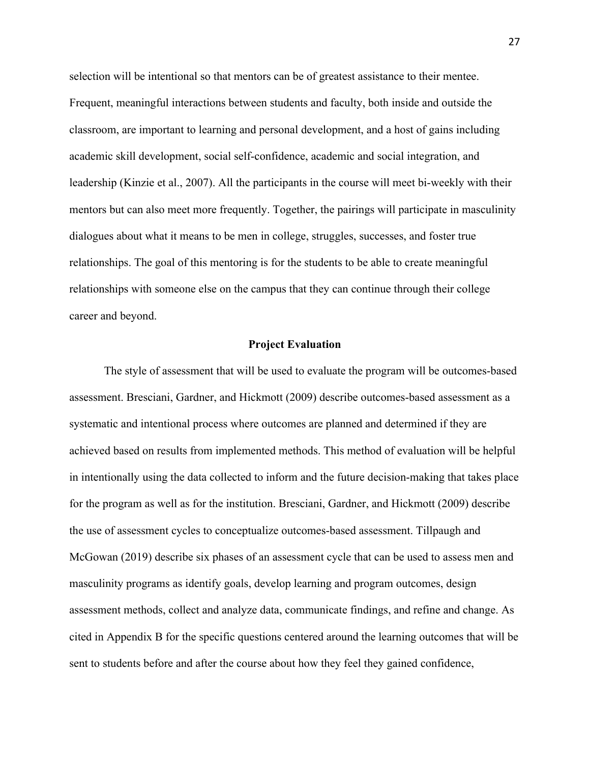selection will be intentional so that mentors can be of greatest assistance to their mentee. Frequent, meaningful interactions between students and faculty, both inside and outside the classroom, are important to learning and personal development, and a host of gains including academic skill development, social self-confidence, academic and social integration, and leadership (Kinzie et al., 2007). All the participants in the course will meet bi-weekly with their mentors but can also meet more frequently. Together, the pairings will participate in masculinity dialogues about what it means to be men in college, struggles, successes, and foster true relationships. The goal of this mentoring is for the students to be able to create meaningful relationships with someone else on the campus that they can continue through their college career and beyond.

## Project Evaluation

The style of assessment that will be used to evaluate the program will be outcomes-based assessment. Bresciani, Gardner, and Hickmott (2009) describe outcomes-based assessment as a systematic and intentional process where outcomes are planned and determined if they are achieved based on results from implemented methods. This method of evaluation will be helpful in intentionally using the data collected to inform and the future decision-making that takes place for the program as well as for the institution. Bresciani, Gardner, and Hickmott (2009) describe the use of assessment cycles to conceptualize outcomes-based assessment. Tillpaugh and McGowan (2019) describe six phases of an assessment cycle that can be used to assess men and masculinity programs as identify goals, develop learning and program outcomes, design assessment methods, collect and analyze data, communicate findings, and refine and change. As cited in Appendix B for the specific questions centered around the learning outcomes that will be sent to students before and after the course about how they feel they gained confidence,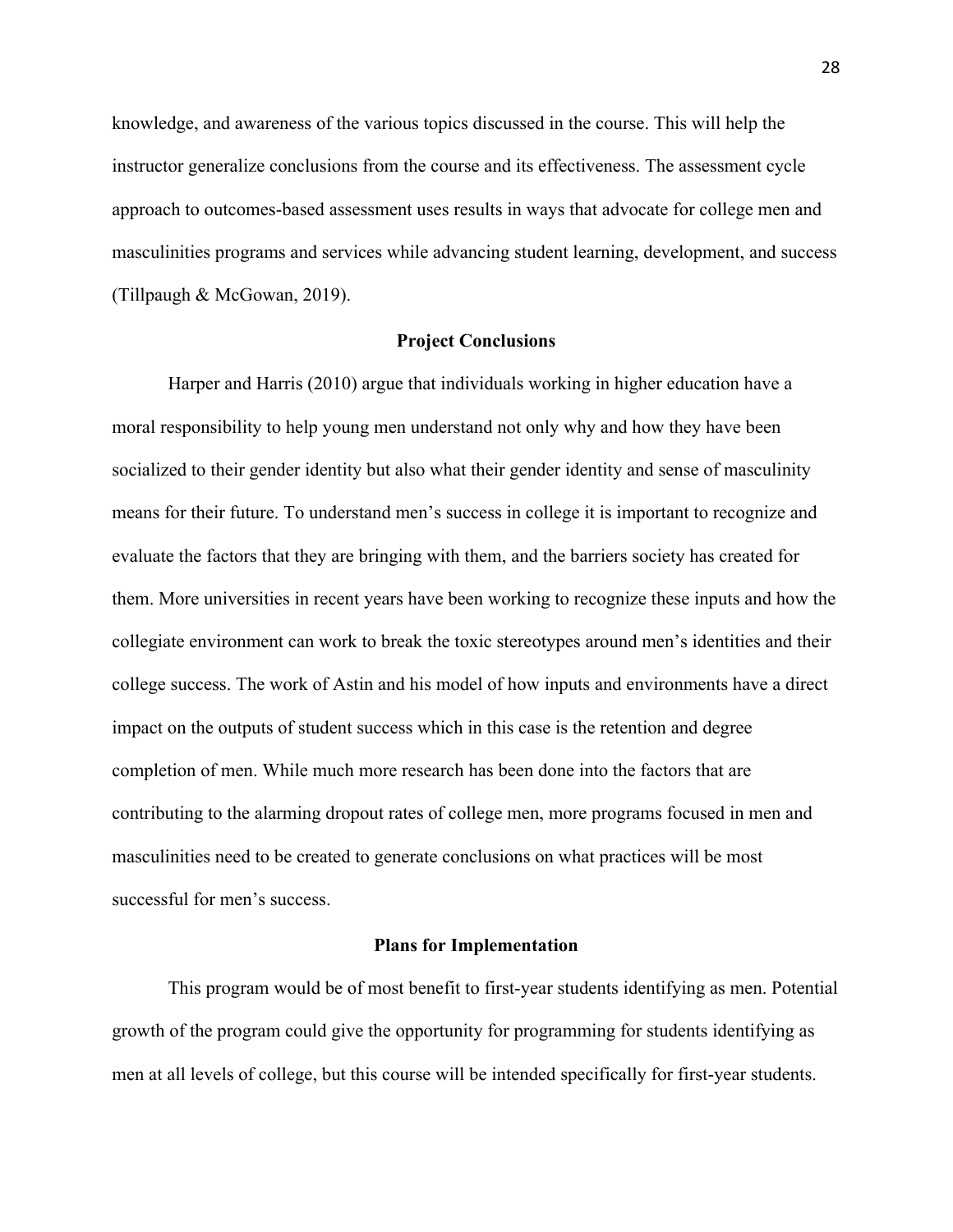knowledge, and awareness of the various topics discussed in the course. This will help the instructor generalize conclusions from the course and its effectiveness. The assessment cycle approach to outcomes-based assessment uses results in ways that advocate for college men and masculinities programs and services while advancing student learning, development, and success (Tillpaugh & McGowan, 2019).

## Project Conclusions

Harper and Harris (2010) argue that individuals working in higher education have a moral responsibility to help young men understand not only why and how they have been socialized to their gender identity but also what their gender identity and sense of masculinity means for their future. To understand men's success in college it is important to recognize and evaluate the factors that they are bringing with them, and the barriers society has created for them. More universities in recent years have been working to recognize these inputs and how the collegiate environment can work to break the toxic stereotypes around men's identities and their college success. The work of Astin and his model of how inputs and environments have a direct impact on the outputs of student success which in this case is the retention and degree completion of men. While much more research has been done into the factors that are contributing to the alarming dropout rates of college men, more programs focused in men and masculinities need to be created to generate conclusions on what practices will be most successful for men's success.

## Plans for Implementation

This program would be of most benefit to first-year students identifying as men. Potential growth of the program could give the opportunity for programming for students identifying as men at all levels of college, but this course will be intended specifically for first-year students.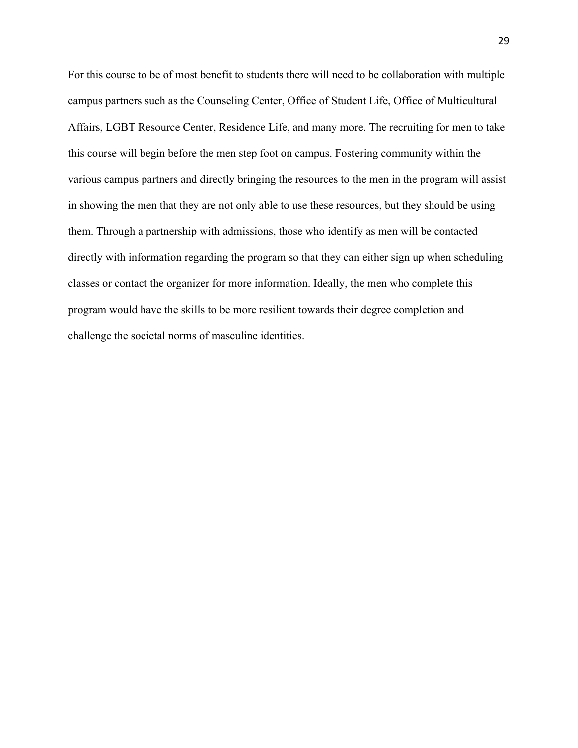For this course to be of most benefit to students there will need to be collaboration with multiple campus partners such as the Counseling Center, Office of Student Life, Office of Multicultural Affairs, LGBT Resource Center, Residence Life, and many more. The recruiting for men to take this course will begin before the men step foot on campus. Fostering community within the various campus partners and directly bringing the resources to the men in the program will assist in showing the men that they are not only able to use these resources, but they should be using them. Through a partnership with admissions, those who identify as men will be contacted directly with information regarding the program so that they can either sign up when scheduling classes or contact the organizer for more information. Ideally, the men who complete this program would have the skills to be more resilient towards their degree completion and challenge the societal norms of masculine identities.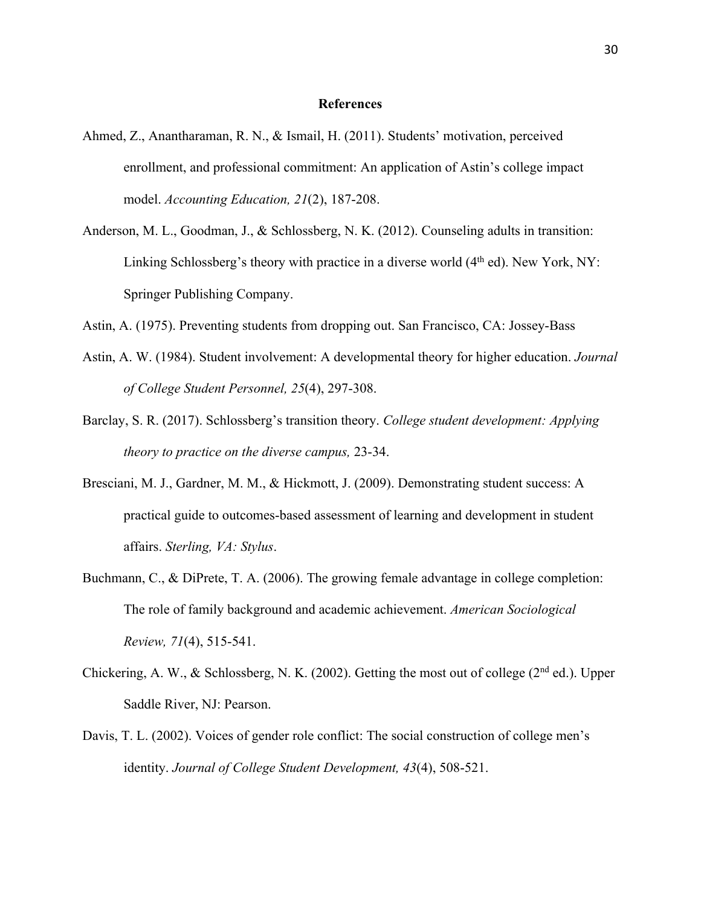# References

Ahmed, Z., Anantharaman, R. N., & Ismail, H. (2011). Students' motivation, perceived enrollment, and professional commitment: An application of Astin's college impact model. *Accounting Education, 21*(2), 187-208.

Anderson, M. L., Goodman, J., & Schlossberg, N. K. (2012). Counseling adults in transition: Linking Schlossberg's theory with practice in a diverse world (4th ed). New York, NY: Springer Publishing Company.

Astin, A. (1975). Preventing students from dropping out. San Francisco, CA: Jossey-Bass

Astin, A. W. (1984). Student involvement: A developmental theory for higher education. *Journal of College Student Personnel, 25*(4), 297-308.

Barclay, S. R. (2017). Schlossberg's transition theory. *College student development: Applying theory to practice on the diverse campus,* 23-34.

Bresciani, M. J., Gardner, M. M., & Hickmott, J. (2009). Demonstrating student success: A practical guide to outcomes-based assessment of learning and development in student affairs. *Sterling, VA: Stylus*.

Buchmann, C., & DiPrete, T. A. (2006). The growing female advantage in college completion: The role of family background and academic achievement. *American Sociological Review, 71*(4), 515-541.

Chickering, A. W., & Schlossberg, N. K. (2002). Getting the most out of college (2nd ed.). Upper Saddle River, NJ: Pearson.

Davis, T. L. (2002). Voices of gender role conflict: The social construction of college men's identity. *Journal of College Student Development, 43*(4), 508-521.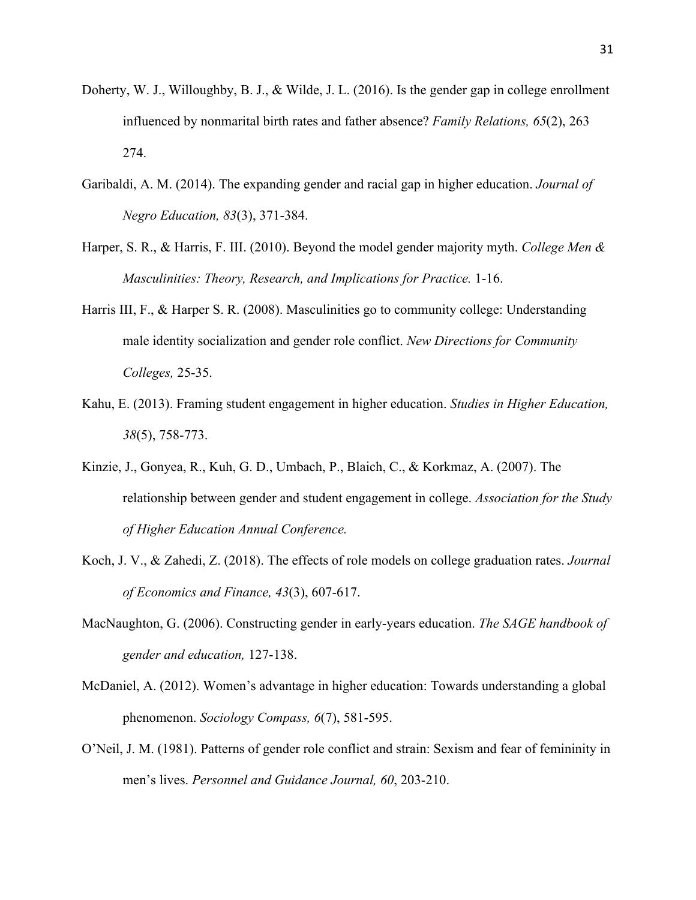Doherty, W. J., Willoughby, B. J., & Wilde, J. L. (2016). Is the gender gap in college enrollment influenced by nonmarital birth rates and father absence? *Family Relations, 65*(2), 263 274.

Garibaldi, A. M. (2014). The expanding gender and racial gap in higher education. *Journal of Negro Education, 83*(3), 371-384.

Harper, S. R., & Harris, F. III. (2010). Beyond the model gender majority myth. *College Men & Masculinities: Theory, Research, and Implications for Practice.* 1-16.

Harris III, F., & Harper S. R. (2008). Masculinities go to community college: Understanding male identity socialization and gender role conflict. *New Directions for Community Colleges,* 25-35.

Kahu, E. (2013). Framing student engagement in higher education. *Studies in Higher Education, 38*(5), 758-773.

Kinzie, J., Gonyea, R., Kuh, G. D., Umbach, P., Blaich, C., & Korkmaz, A. (2007). The relationship between gender and student engagement in college. *Association for the Study of Higher Education Annual Conference.*

Koch, J. V., & Zahedi, Z. (2018). The effects of role models on college graduation rates. *Journal of Economics and Finance, 43*(3), 607-617.

MacNaughton, G. (2006). Constructing gender in early-years education. *The SAGE handbook of gender and education,* 127-138.

McDaniel, A. (2012). Women's advantage in higher education: Towards understanding a global phenomenon. *Sociology Compass, 6*(7), 581-595.

O'Neil, J. M. (1981). Patterns of gender role conflict and strain: Sexism and fear of femininity in men's lives. *Personnel and Guidance Journal, 60*, 203-210.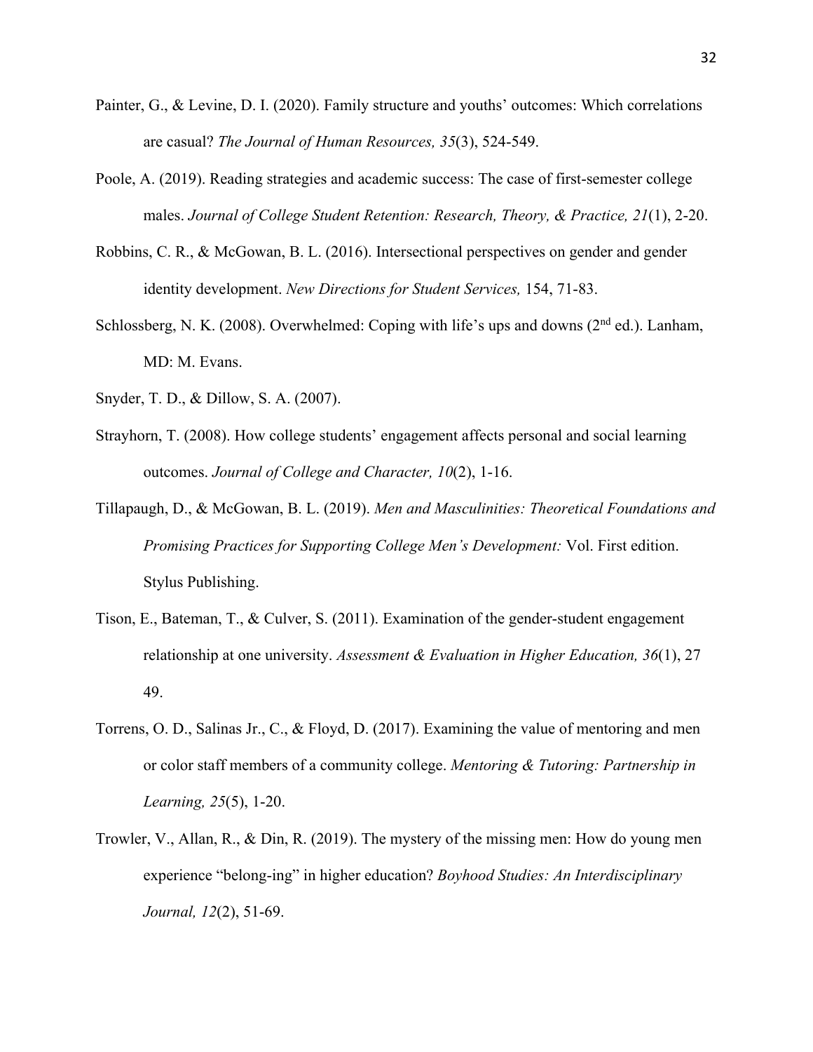Painter, G., & Levine, D. I. (2020). Family structure and youths' outcomes: Which correlations are casual? *The Journal of Human Resources, 35*(3), 524-549.

Poole, A. (2019). Reading strategies and academic success: The case of first-semester college males. *Journal of College Student Retention: Research, Theory, & Practice, 21*(1), 2-20.

Robbins, C. R., & McGowan, B. L. (2016). Intersectional perspectives on gender and gender identity development. *New Directions for Student Services,* 154, 71-83.

Schlossberg, N. K. (2008). Overwhelmed: Coping with life's ups and downs (2nd ed.). Lanham, MD: M. Evans.

Snyder, T. D., & Dillow, S. A. (2007).

Strayhorn, T. (2008). How college students' engagement affects personal and social learning outcomes. *Journal of College and Character, 10*(2), 1-16.

Tillapaugh, D., & McGowan, B. L. (2019). *Men and Masculinities: Theoretical Foundations and Promising Practices for Supporting College Men's Development:* Vol. First edition. Stylus Publishing.

Tison, E., Bateman, T., & Culver, S. (2011). Examination of the gender-student engagement relationship at one university. *Assessment & Evaluation in Higher Education, 36*(1), 27 49.

Torrens, O. D., Salinas Jr., C., & Floyd, D. (2017). Examining the value of mentoring and men or color staff members of a community college. *Mentoring & Tutoring: Partnership in Learning, 25*(5), 1-20.

Trowler, V., Allan, R., & Din, R. (2019). The mystery of the missing men: How do young men experience "belong-ing" in higher education? *Boyhood Studies: An Interdisciplinary Journal, 12*(2), 51-69.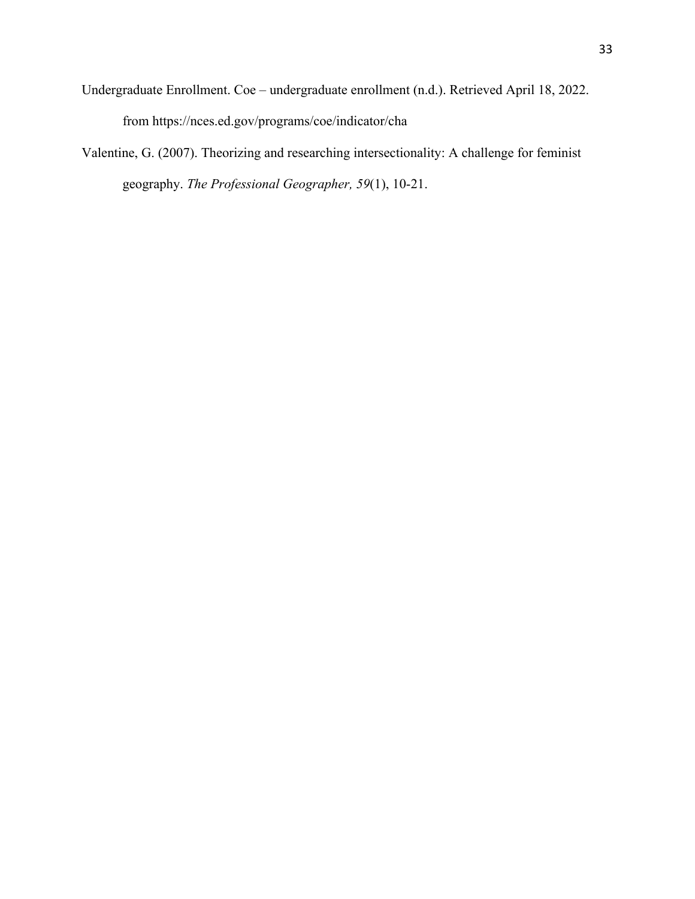Undergraduate Enrollment. Coe – undergraduate enrollment (n.d.). Retrieved April 18, 2022. from https://nces.ed.gov/programs/coe/indicator/cha

Valentine, G. (2007). Theorizing and researching intersectionality: A challenge for feminist geography. *The Professional Geographer, 59*(1), 10-21.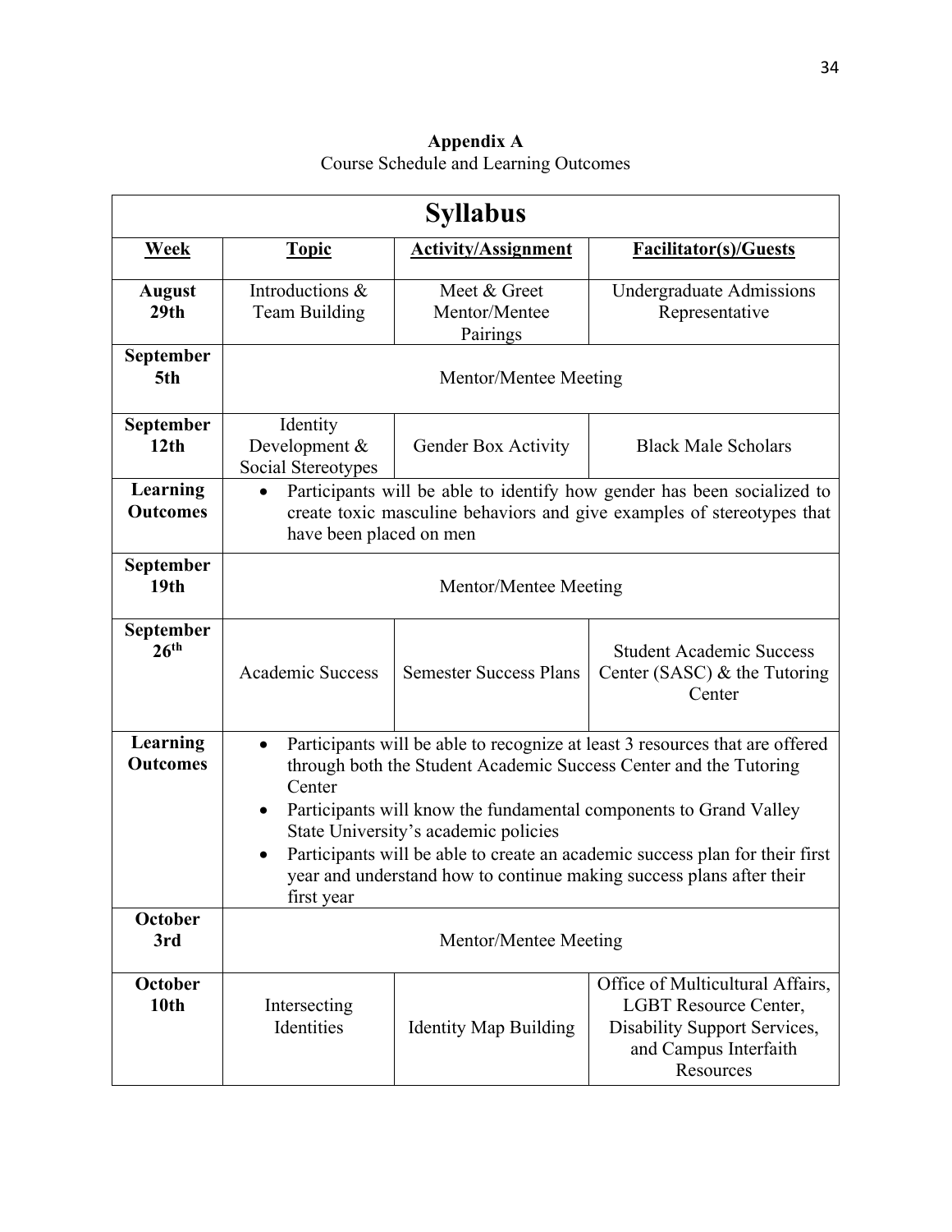**Appendix A**

Course Schedule and Learning Outcomes

| Syllabus | | | |
|---|---|---|---|
| **Week** | **Topic** | **Activity/Assignment** | **Facilitator(s)/Guests** |
| **August 29th** | Introductions & Team Building | Meet & Greet Mentor/Mentee Pairings | Undergraduate Admissions Representative |
| **September 5th** | Mentor/Mentee Meeting | | |
| **September 12th** | Identity Development & Social Stereotypes | Gender Box Activity | Black Male Scholars |
| **Learning Outcomes** | • Participants will be able to identify how gender has been socialized to create toxic masculine behaviors and give examples of stereotypes that have been placed on men | | |
| **September 19th** | Mentor/Mentee Meeting | | |
| **September 26th** | Academic Success | Semester Success Plans | Student Academic Success Center (SASC) & the Tutoring Center |
| **Learning Outcomes** | • Participants will be able to recognize at least 3 resources that are offered through both the Student Academic Success Center and the Tutoring Center<br>• Participants will know the fundamental components to Grand Valley State University's academic policies<br>• Participants will be able to create an academic success plan for their first year and understand how to continue making success plans after their first year | | |
| **October 3rd** | Mentor/Mentee Meeting | | |
| **October 10th** | Intersecting Identities | Identity Map Building | Office of Multicultural Affairs, LGBT Resource Center, Disability Support Services, and Campus Interfaith Resources |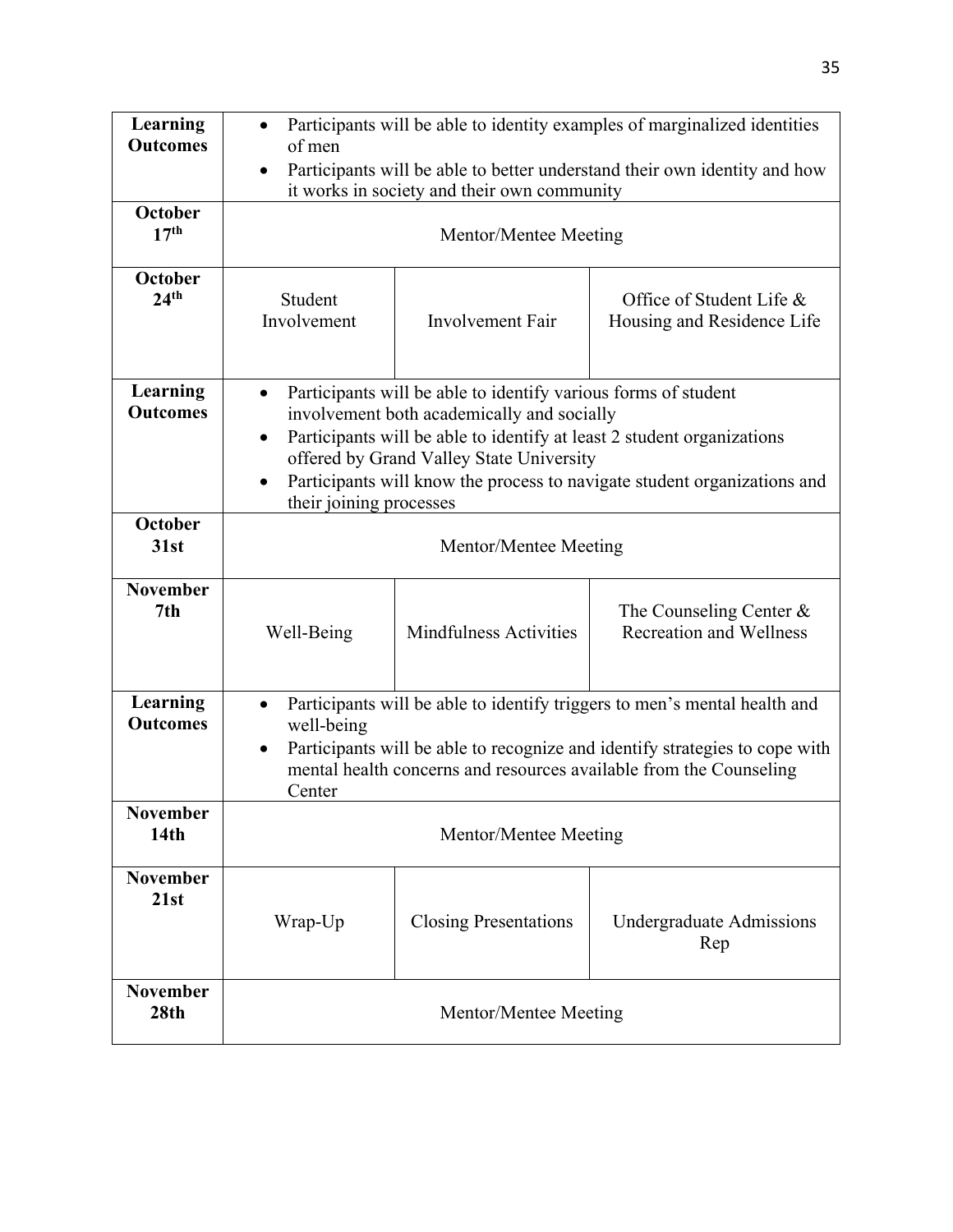| | | | |
|---|---|---|---|
| **Learning Outcomes** | • Participants will be able to identity examples of marginalized identities of men<br>• Participants will be able to better understand their own identity and how it works in society and their own community | | |
| **October 17th** | Mentor/Mentee Meeting | | |
| **October 24th** | Student Involvement | Involvement Fair | Office of Student Life & Housing and Residence Life |
| **Learning Outcomes** | • Participants will be able to identify various forms of student involvement both academically and socially<br>• Participants will be able to identify at least 2 student organizations offered by Grand Valley State University<br>• Participants will know the process to navigate student organizations and their joining processes | | |
| **October 31st** | Mentor/Mentee Meeting | | |
| **November 7th** | Well-Being | Mindfulness Activities | The Counseling Center & Recreation and Wellness |
| **Learning Outcomes** | • Participants will be able to identify triggers to men's mental health and well-being<br>• Participants will be able to recognize and identify strategies to cope with mental health concerns and resources available from the Counseling Center | | |
| **November 14th** | Mentor/Mentee Meeting | | |
| **November 21st** | Wrap-Up | Closing Presentations | Undergraduate Admissions Rep |
| **November 28th** | Mentor/Mentee Meeting | | |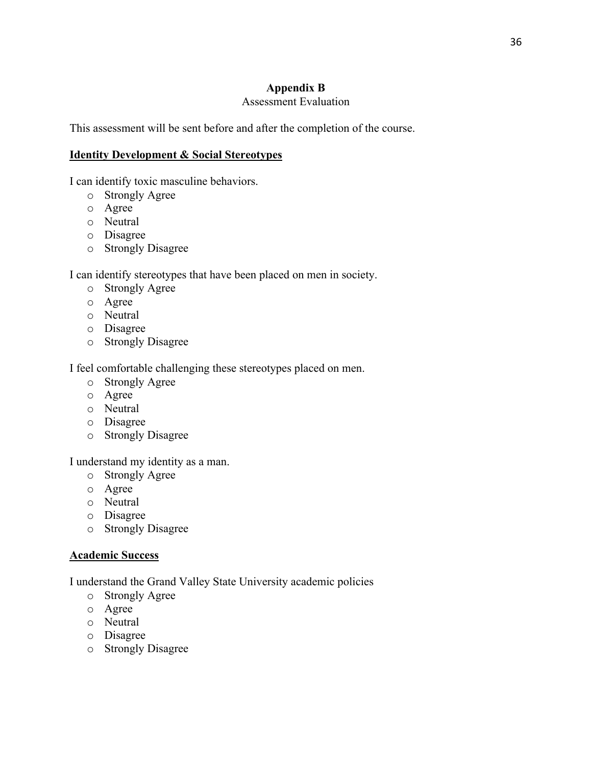# Appendix B

Assessment Evaluation

This assessment will be sent before and after the completion of the course.

**Identity Development & Social Stereotypes**

I can identify toxic masculine behaviors.

- Strongly Agree
- Agree
- Neutral
- Disagree
- Strongly Disagree

I can identify stereotypes that have been placed on men in society.

- Strongly Agree
- Agree
- Neutral
- Disagree
- Strongly Disagree

I feel comfortable challenging these stereotypes placed on men.

- Strongly Agree
- Agree
- Neutral
- Disagree
- Strongly Disagree

I understand my identity as a man.

- Strongly Agree
- Agree
- Neutral
- Disagree
- Strongly Disagree

**Academic Success**

I understand the Grand Valley State University academic policies

- Strongly Agree
- Agree
- Neutral
- Disagree
- Strongly Disagree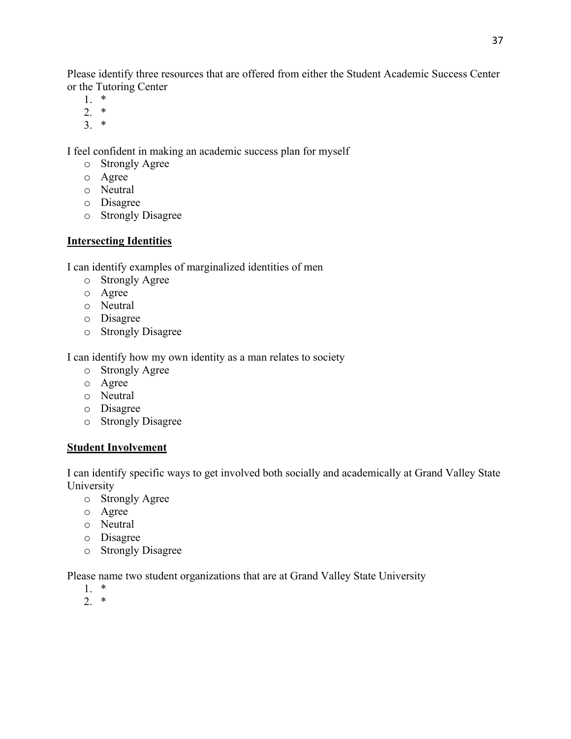Please identify three resources that are offered from either the Student Academic Success Center or the Tutoring Center

1. *
2. *
3. *

I feel confident in making an academic success plan for myself

- o Strongly Agree
- o Agree
- o Neutral
- o Disagree
- o Strongly Disagree

**Intersecting Identities**

I can identify examples of marginalized identities of men

- o Strongly Agree
- o Agree
- o Neutral
- o Disagree
- o Strongly Disagree

I can identify how my own identity as a man relates to society

- o Strongly Agree
- o Agree
- o Neutral
- o Disagree
- o Strongly Disagree

**Student Involvement**

I can identify specific ways to get involved both socially and academically at Grand Valley State University

- o Strongly Agree
- o Agree
- o Neutral
- o Disagree
- o Strongly Disagree

Please name two student organizations that are at Grand Valley State University

1. *
2. *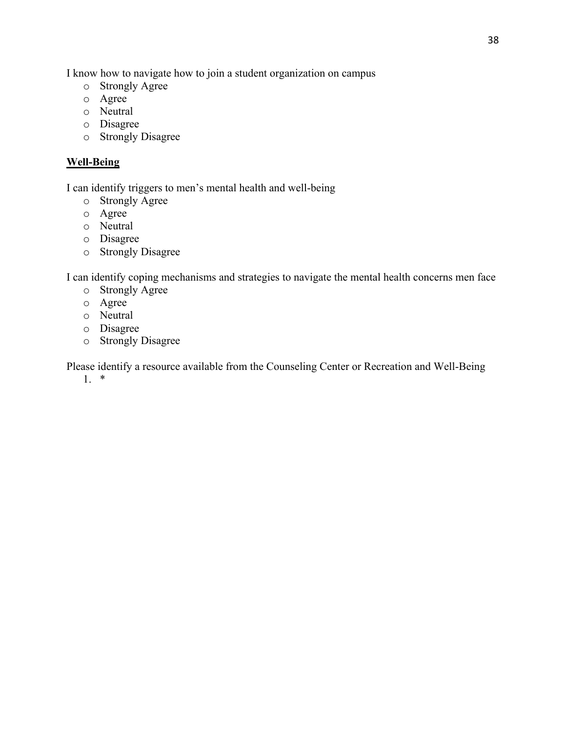I know how to navigate how to join a student organization on campus

- Strongly Agree
- Agree
- Neutral
- Disagree
- Strongly Disagree

**<u>Well-Being</u>**

I can identify triggers to men's mental health and well-being

- Strongly Agree
- Agree
- Neutral
- Disagree
- Strongly Disagree

I can identify coping mechanisms and strategies to navigate the mental health concerns men face

- Strongly Agree
- Agree
- Neutral
- Disagree
- Strongly Disagree

Please identify a resource available from the Counseling Center or Recreation and Well-Being

1. *